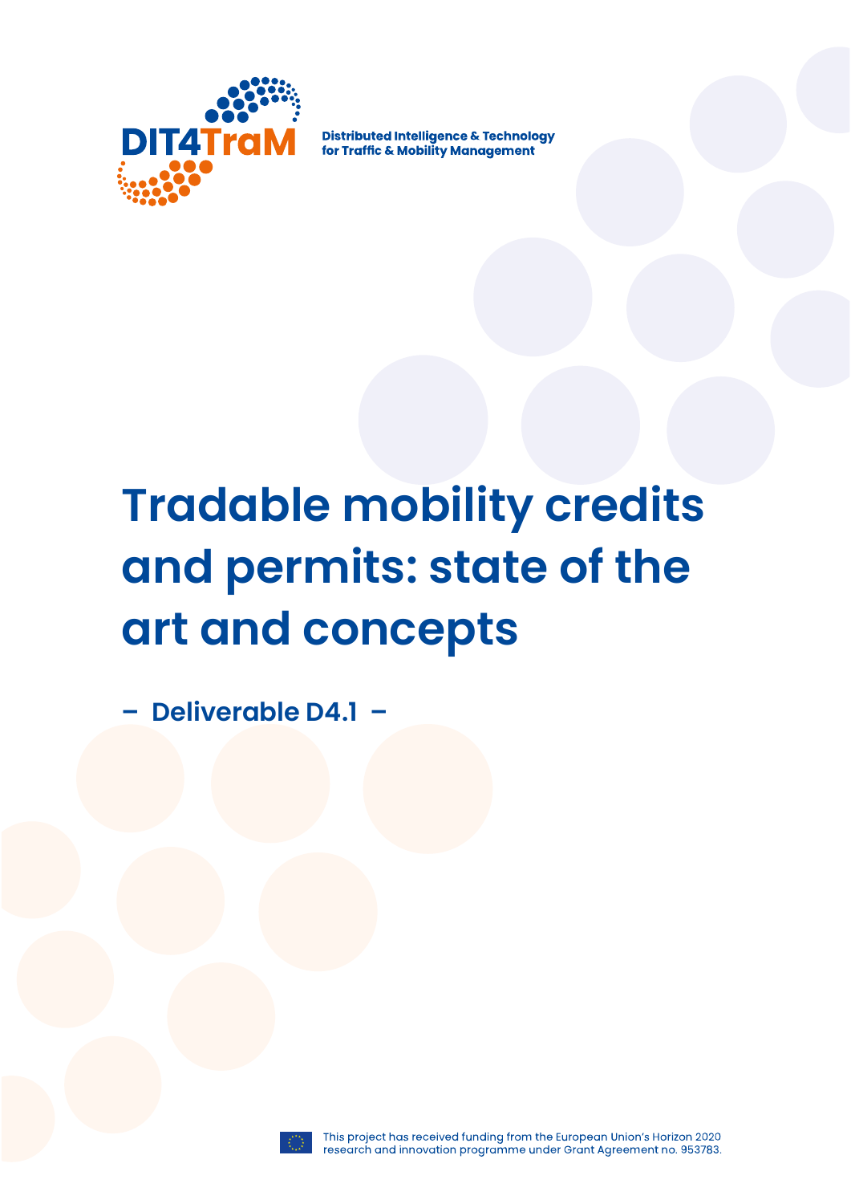DIT4TraM

Distributed Intelligence & Technology for Traffic & Mobility Management

# Tradable mobility credits and permits: state of the art and concepts

**– Deliverable D4.1 –**

This project has received funding from the European Union's Horizon 2020 research and innovation programme under Grant Agreement no. 953783.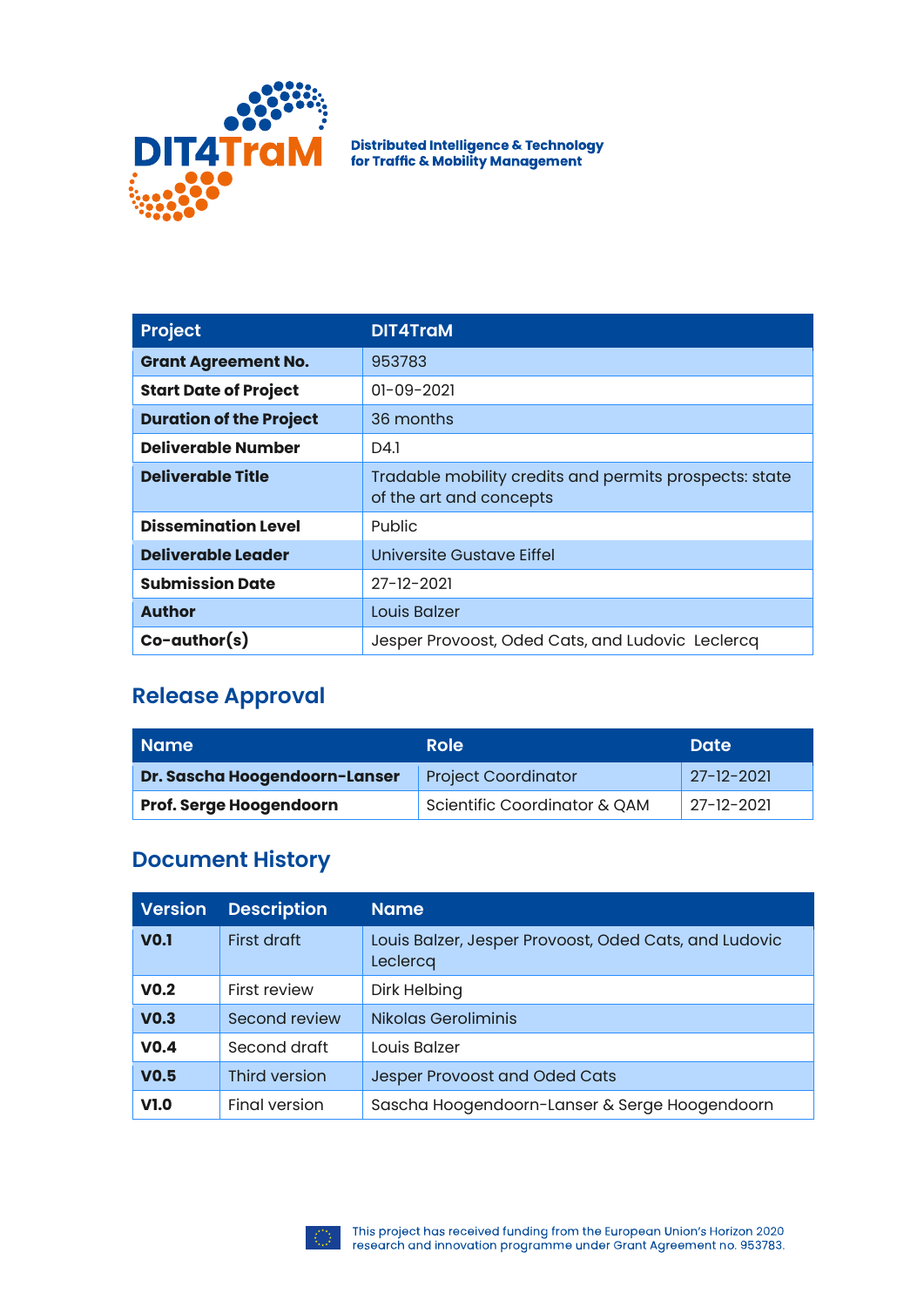Distributed Intelligence & Technology for Traffic & Mobility Management

| Project | DIT4TraM |
| --- | --- |
| **Grant Agreement No.** | 953783 |
| **Start Date of Project** | 01-09-2021 |
| **Duration of the Project** | 36 months |
| **Deliverable Number** | D4.1 |
| **Deliverable Title** | Tradable mobility credits and permits prospects: state of the art and concepts |
| **Dissemination Level** | Public |
| **Deliverable Leader** | Universite Gustave Eiffel |
| **Submission Date** | 27-12-2021 |
| **Author** | Louis Balzer |
| **Co-author(s)** | Jesper Provoost, Oded Cats, and Ludovic Leclercq |

## Release Approval

| Name | Role | Date |
| --- | --- | --- |
| **Dr. Sascha Hoogendoorn-Lanser** | Project Coordinator | 27-12-2021 |
| **Prof. Serge Hoogendoorn** | Scientific Coordinator & QAM | 27-12-2021 |

## Document History

| Version | Description | Name |
| --- | --- | --- |
| **V0.1** | First draft | Louis Balzer, Jesper Provoost, Oded Cats, and Ludovic Leclercq |
| **V0.2** | First review | Dirk Helbing |
| **V0.3** | Second review | Nikolas Geroliminis |
| **V0.4** | Second draft | Louis Balzer |
| **V0.5** | Third version | Jesper Provoost and Oded Cats |
| **V1.0** | Final version | Sascha Hoogendoorn-Lanser & Serge Hoogendoorn |

This project has received funding from the European Union's Horizon 2020 research and innovation programme under Grant Agreement no. 953783.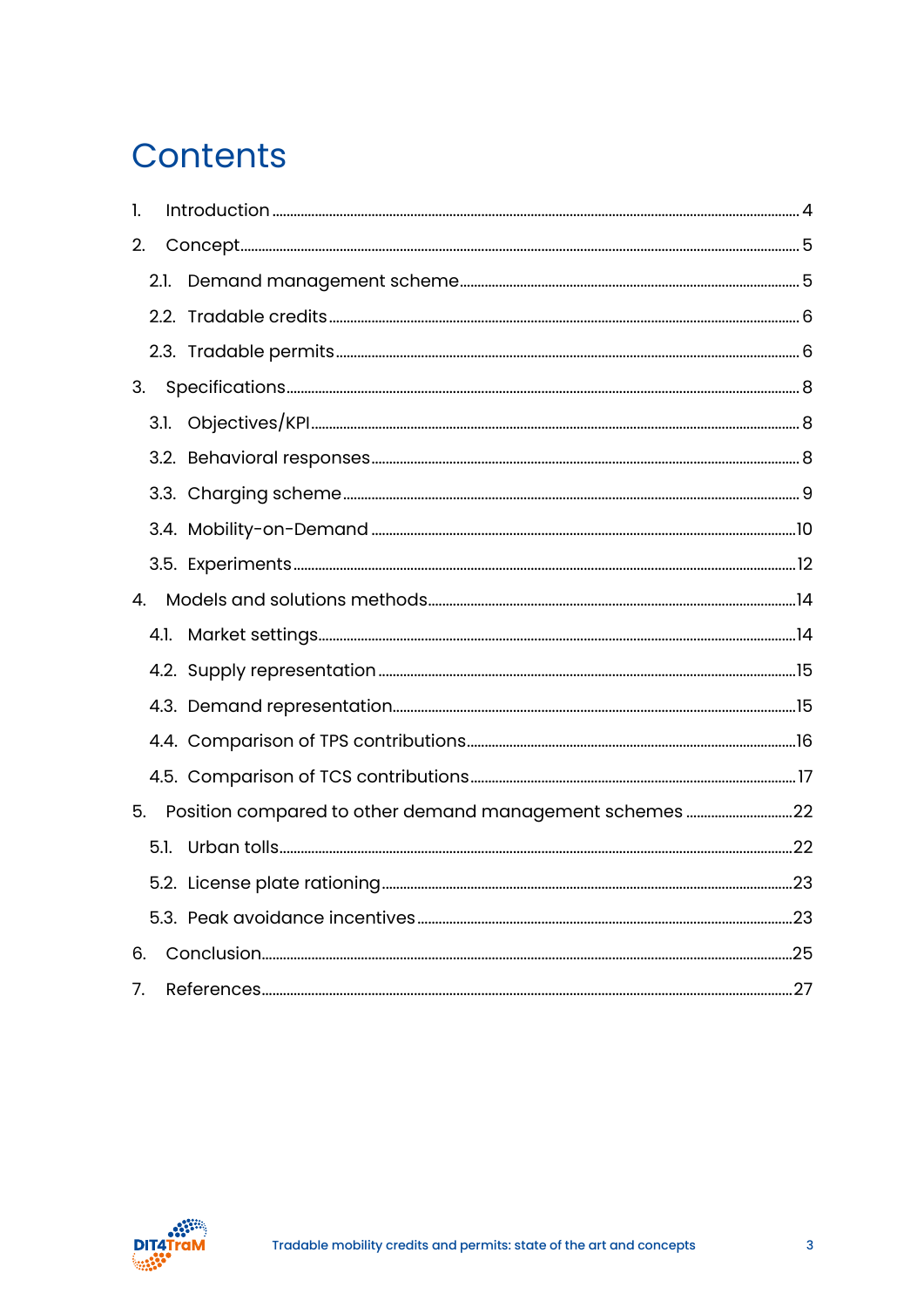# Contents

1. Introduction ..... 4
2. Concept ..... 5
   - 2.1. Demand management scheme ..... 5
   - 2.2. Tradable credits ..... 6
   - 2.3. Tradable permits ..... 6
3. Specifications ..... 8
   - 3.1. Objectives/KPI ..... 8
   - 3.2. Behavioral responses ..... 8
   - 3.3. Charging scheme ..... 9
   - 3.4. Mobility-on-Demand ..... 10
   - 3.5. Experiments ..... 12
4. Models and solutions methods ..... 14
   - 4.1. Market settings ..... 14
   - 4.2. Supply representation ..... 15
   - 4.3. Demand representation ..... 15
   - 4.4. Comparison of TPS contributions ..... 16
   - 4.5. Comparison of TCS contributions ..... 17
5. Position compared to other demand management schemes ..... 22
   - 5.1. Urban tolls ..... 22
   - 5.2. License plate rationing ..... 23
   - 5.3. Peak avoidance incentives ..... 23
6. Conclusion ..... 25
7. References ..... 27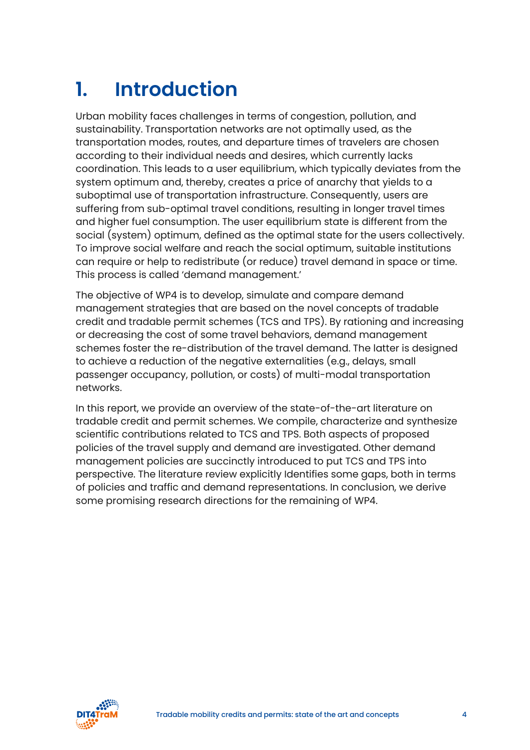# 1. Introduction

Urban mobility faces challenges in terms of congestion, pollution, and sustainability. Transportation networks are not optimally used, as the transportation modes, routes, and departure times of travelers are chosen according to their individual needs and desires, which currently lacks coordination. This leads to a user equilibrium, which typically deviates from the system optimum and, thereby, creates a price of anarchy that yields to a suboptimal use of transportation infrastructure. Consequently, users are suffering from sub-optimal travel conditions, resulting in longer travel times and higher fuel consumption. The user equilibrium state is different from the social (system) optimum, defined as the optimal state for the users collectively. To improve social welfare and reach the social optimum, suitable institutions can require or help to redistribute (or reduce) travel demand in space or time. This process is called 'demand management.'

The objective of WP4 is to develop, simulate and compare demand management strategies that are based on the novel concepts of tradable credit and tradable permit schemes (TCS and TPS). By rationing and increasing or decreasing the cost of some travel behaviors, demand management schemes foster the re-distribution of the travel demand. The latter is designed to achieve a reduction of the negative externalities (e.g., delays, small passenger occupancy, pollution, or costs) of multi-modal transportation networks.

In this report, we provide an overview of the state-of-the-art literature on tradable credit and permit schemes. We compile, characterize and synthesize scientific contributions related to TCS and TPS. Both aspects of proposed policies of the travel supply and demand are investigated. Other demand management policies are succinctly introduced to put TCS and TPS into perspective. The literature review explicitly Identifies some gaps, both in terms of policies and traffic and demand representations. In conclusion, we derive some promising research directions for the remaining of WP4.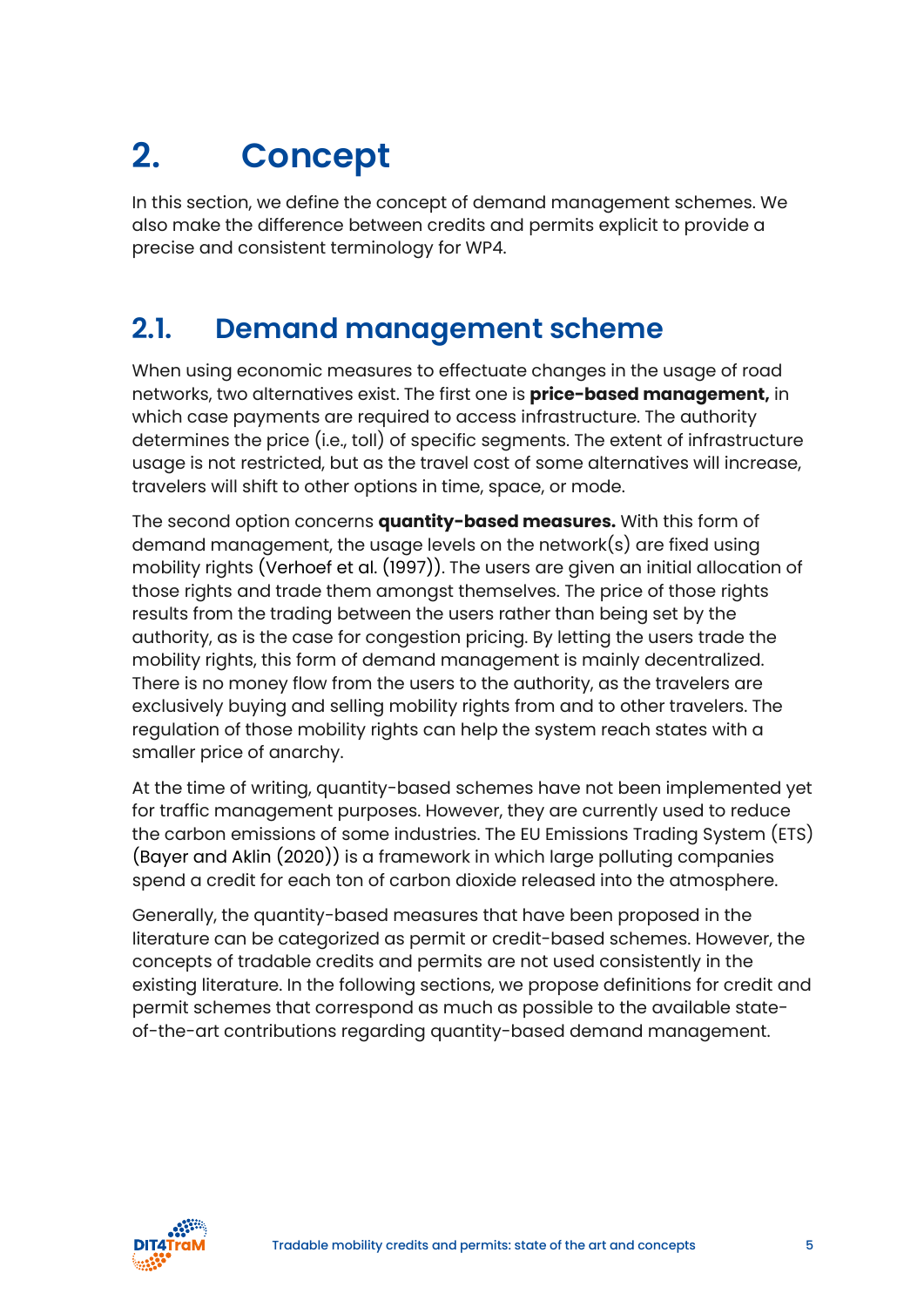# 2. Concept

In this section, we define the concept of demand management schemes. We also make the difference between credits and permits explicit to provide a precise and consistent terminology for WP4.

## 2.1. Demand management scheme

When using economic measures to effectuate changes in the usage of road networks, two alternatives exist. The first one is **price-based management,** in which case payments are required to access infrastructure. The authority determines the price (i.e., toll) of specific segments. The extent of infrastructure usage is not restricted, but as the travel cost of some alternatives will increase, travelers will shift to other options in time, space, or mode.

The second option concerns **quantity-based measures.** With this form of demand management, the usage levels on the network(s) are fixed using mobility rights (Verhoef et al. (1997)). The users are given an initial allocation of those rights and trade them amongst themselves. The price of those rights results from the trading between the users rather than being set by the authority, as is the case for congestion pricing. By letting the users trade the mobility rights, this form of demand management is mainly decentralized. There is no money flow from the users to the authority, as the travelers are exclusively buying and selling mobility rights from and to other travelers. The regulation of those mobility rights can help the system reach states with a smaller price of anarchy.

At the time of writing, quantity-based schemes have not been implemented yet for traffic management purposes. However, they are currently used to reduce the carbon emissions of some industries. The EU Emissions Trading System (ETS) (Bayer and Aklin (2020)) is a framework in which large polluting companies spend a credit for each ton of carbon dioxide released into the atmosphere.

Generally, the quantity-based measures that have been proposed in the literature can be categorized as permit or credit-based schemes. However, the concepts of tradable credits and permits are not used consistently in the existing literature. In the following sections, we propose definitions for credit and permit schemes that correspond as much as possible to the available state-of-the-art contributions regarding quantity-based demand management.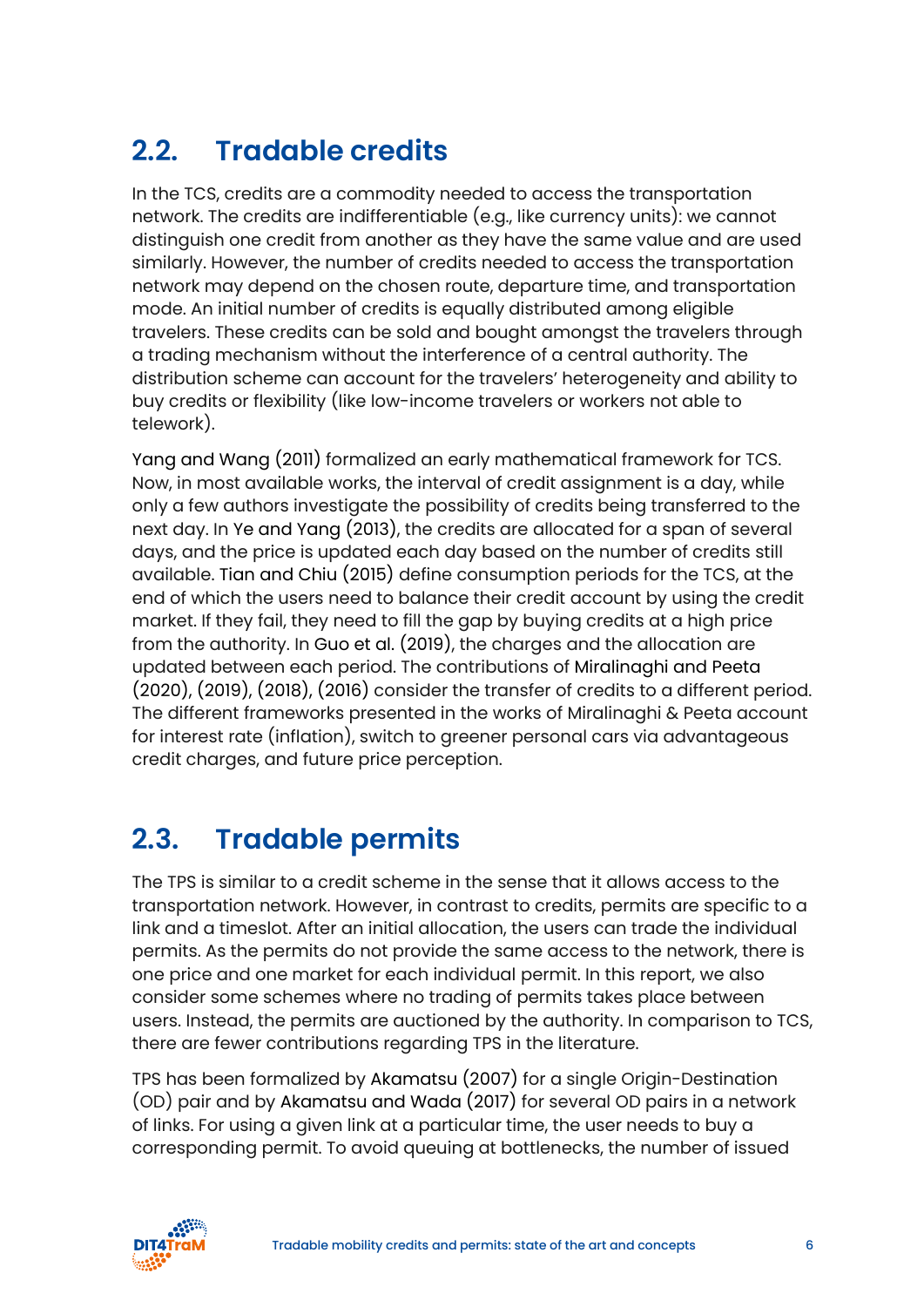## 2.2. Tradable credits

In the TCS, credits are a commodity needed to access the transportation network. The credits are indifferentiable (e.g., like currency units): we cannot distinguish one credit from another as they have the same value and are used similarly. However, the number of credits needed to access the transportation network may depend on the chosen route, departure time, and transportation mode. An initial number of credits is equally distributed among eligible travelers. These credits can be sold and bought amongst the travelers through a trading mechanism without the interference of a central authority. The distribution scheme can account for the travelers' heterogeneity and ability to buy credits or flexibility (like low-income travelers or workers not able to telework).

Yang and Wang (2011) formalized an early mathematical framework for TCS. Now, in most available works, the interval of credit assignment is a day, while only a few authors investigate the possibility of credits being transferred to the next day. In Ye and Yang (2013), the credits are allocated for a span of several days, and the price is updated each day based on the number of credits still available. Tian and Chiu (2015) define consumption periods for the TCS, at the end of which the users need to balance their credit account by using the credit market. If they fail, they need to fill the gap by buying credits at a high price from the authority. In Guo et al. (2019), the charges and the allocation are updated between each period. The contributions of Miralinaghi and Peeta (2020), (2019), (2018), (2016) consider the transfer of credits to a different period. The different frameworks presented in the works of Miralinaghi & Peeta account for interest rate (inflation), switch to greener personal cars via advantageous credit charges, and future price perception.

## 2.3. Tradable permits

The TPS is similar to a credit scheme in the sense that it allows access to the transportation network. However, in contrast to credits, permits are specific to a link and a timeslot. After an initial allocation, the users can trade the individual permits. As the permits do not provide the same access to the network, there is one price and one market for each individual permit. In this report, we also consider some schemes where no trading of permits takes place between users. Instead, the permits are auctioned by the authority. In comparison to TCS, there are fewer contributions regarding TPS in the literature.

TPS has been formalized by Akamatsu (2007) for a single Origin-Destination (OD) pair and by Akamatsu and Wada (2017) for several OD pairs in a network of links. For using a given link at a particular time, the user needs to buy a corresponding permit. To avoid queuing at bottlenecks, the number of issued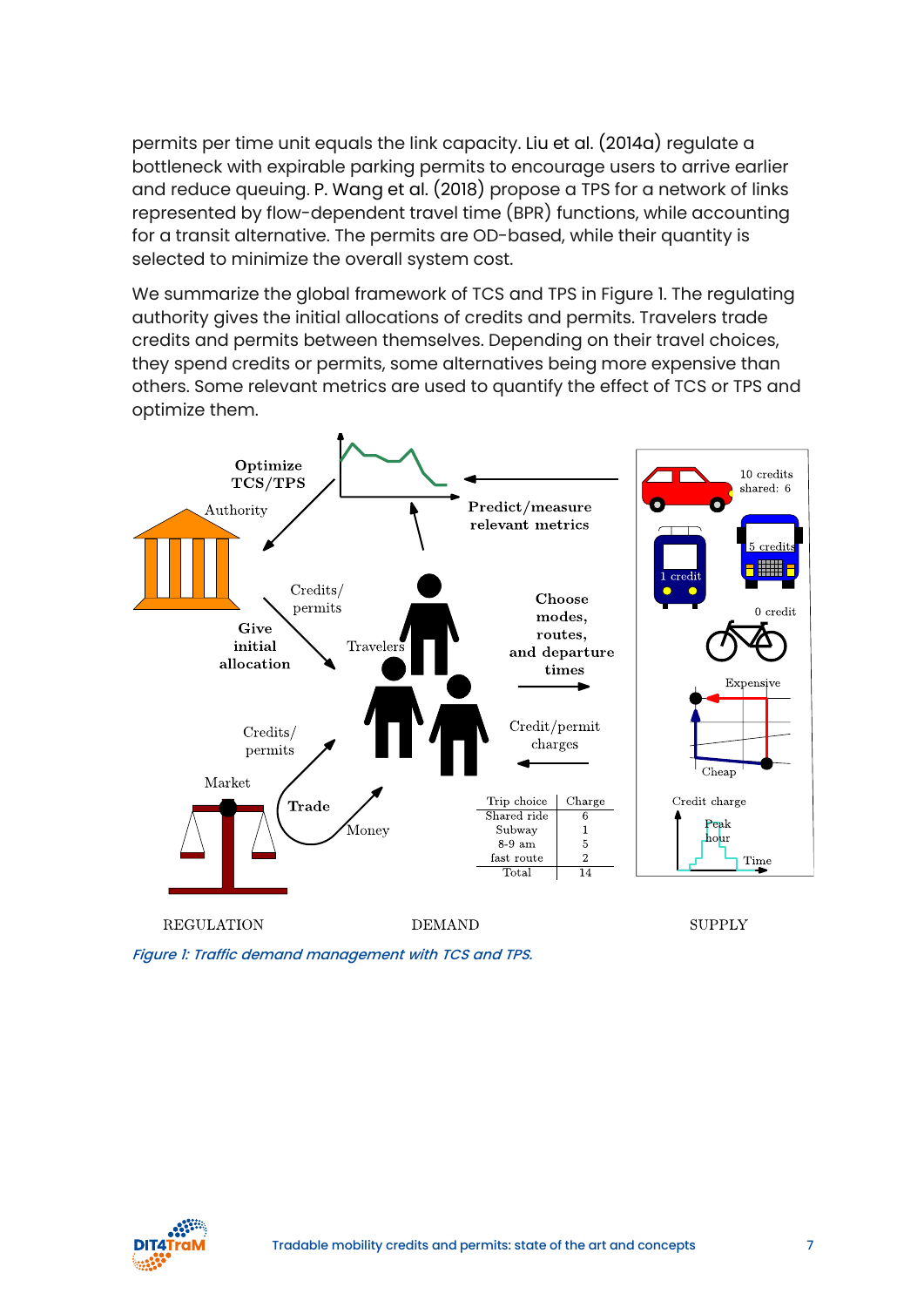permits per time unit equals the link capacity. Liu et al. (2014a) regulate a bottleneck with expirable parking permits to encourage users to arrive earlier and reduce queuing. P. Wang et al. (2018) propose a TPS for a network of links represented by flow-dependent travel time (BPR) functions, while accounting for a transit alternative. The permits are OD-based, while their quantity is selected to minimize the overall system cost.

We summarize the global framework of TCS and TPS in Figure 1. The regulating authority gives the initial allocations of credits and permits. Travelers trade credits and permits between themselves. Depending on their travel choices, they spend credits or permits, some alternatives being more expensive than others. Some relevant metrics are used to quantify the effect of TCS or TPS and optimize them.

*Figure 1: Traffic demand management with TCS and TPS.*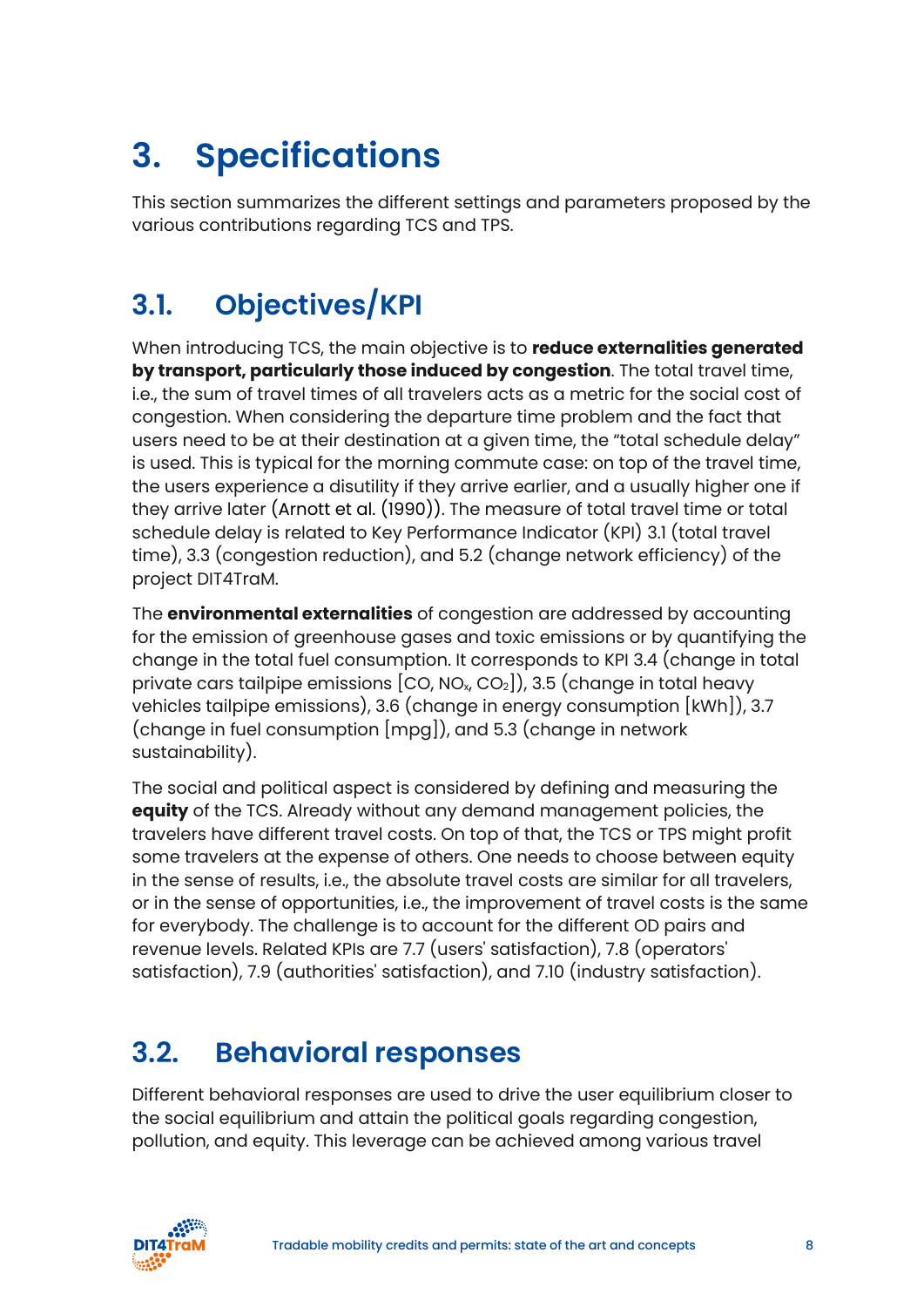# 3. Specifications

This section summarizes the different settings and parameters proposed by the various contributions regarding TCS and TPS.

## 3.1. Objectives/KPI

When introducing TCS, the main objective is to **reduce externalities generated by transport, particularly those induced by congestion**. The total travel time, i.e., the sum of travel times of all travelers acts as a metric for the social cost of congestion. When considering the departure time problem and the fact that users need to be at their destination at a given time, the “total schedule delay” is used. This is typical for the morning commute case: on top of the travel time, the users experience a disutility if they arrive earlier, and a usually higher one if they arrive later (Arnott et al. (1990)). The measure of total travel time or total schedule delay is related to Key Performance Indicator (KPI) 3.1 (total travel time), 3.3 (congestion reduction), and 5.2 (change network efficiency) of the project DIT4TraM.

The **environmental externalities** of congestion are addressed by accounting for the emission of greenhouse gases and toxic emissions or by quantifying the change in the total fuel consumption. It corresponds to KPI 3.4 (change in total private cars tailpipe emissions [CO, $NO_x$, $CO_2$]), 3.5 (change in total heavy vehicles tailpipe emissions), 3.6 (change in energy consumption [kWh]), 3.7 (change in fuel consumption [mpg]), and 5.3 (change in network sustainability).

The social and political aspect is considered by defining and measuring the **equity** of the TCS. Already without any demand management policies, the travelers have different travel costs. On top of that, the TCS or TPS might profit some travelers at the expense of others. One needs to choose between equity in the sense of results, i.e., the absolute travel costs are similar for all travelers, or in the sense of opportunities, i.e., the improvement of travel costs is the same for everybody. The challenge is to account for the different OD pairs and revenue levels. Related KPIs are 7.7 (users' satisfaction), 7.8 (operators' satisfaction), 7.9 (authorities' satisfaction), and 7.10 (industry satisfaction).

## 3.2. Behavioral responses

Different behavioral responses are used to drive the user equilibrium closer to the social equilibrium and attain the political goals regarding congestion, pollution, and equity. This leverage can be achieved among various travel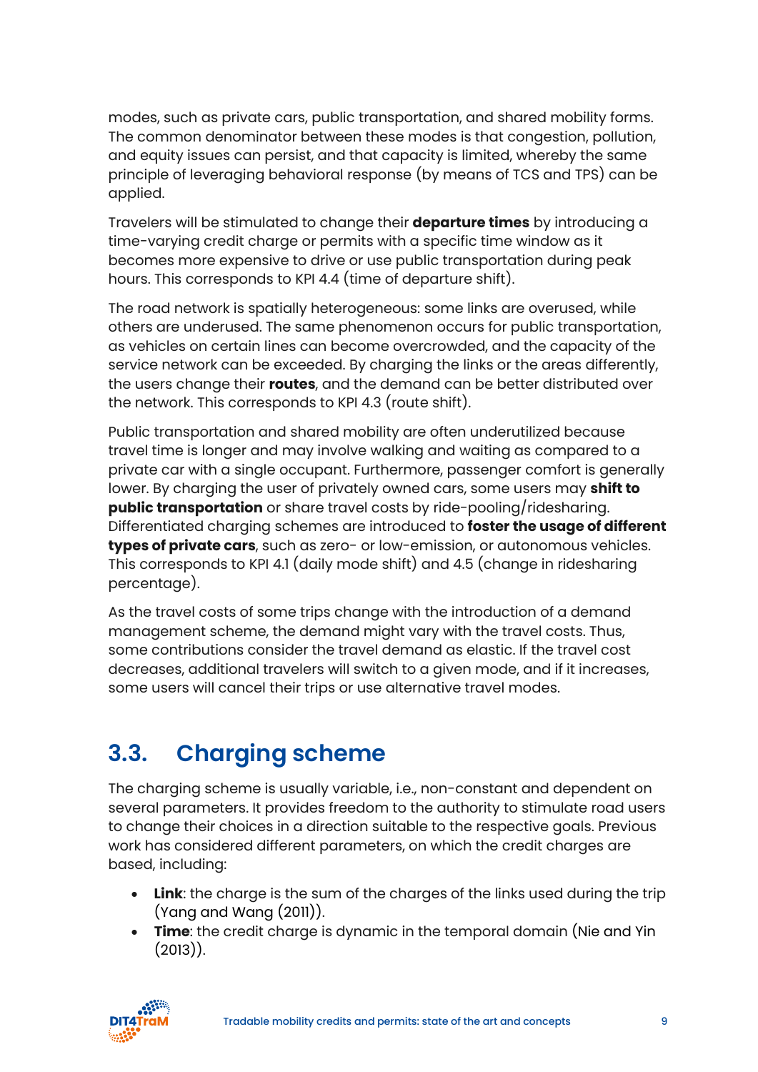modes, such as private cars, public transportation, and shared mobility forms. The common denominator between these modes is that congestion, pollution, and equity issues can persist, and that capacity is limited, whereby the same principle of leveraging behavioral response (by means of TCS and TPS) can be applied.

Travelers will be stimulated to change their **departure times** by introducing a time-varying credit charge or permits with a specific time window as it becomes more expensive to drive or use public transportation during peak hours. This corresponds to KPI 4.4 (time of departure shift).

The road network is spatially heterogeneous: some links are overused, while others are underused. The same phenomenon occurs for public transportation, as vehicles on certain lines can become overcrowded, and the capacity of the service network can be exceeded. By charging the links or the areas differently, the users change their **routes**, and the demand can be better distributed over the network. This corresponds to KPI 4.3 (route shift).

Public transportation and shared mobility are often underutilized because travel time is longer and may involve walking and waiting as compared to a private car with a single occupant. Furthermore, passenger comfort is generally lower. By charging the user of privately owned cars, some users may **shift to public transportation** or share travel costs by ride-pooling/ridesharing. Differentiated charging schemes are introduced to **foster the usage of different types of private cars**, such as zero- or low-emission, or autonomous vehicles. This corresponds to KPI 4.1 (daily mode shift) and 4.5 (change in ridesharing percentage).

As the travel costs of some trips change with the introduction of a demand management scheme, the demand might vary with the travel costs. Thus, some contributions consider the travel demand as elastic. If the travel cost decreases, additional travelers will switch to a given mode, and if it increases, some users will cancel their trips or use alternative travel modes.

## 3.3. Charging scheme

The charging scheme is usually variable, i.e., non-constant and dependent on several parameters. It provides freedom to the authority to stimulate road users to change their choices in a direction suitable to the respective goals. Previous work has considered different parameters, on which the credit charges are based, including:

- **Link**: the charge is the sum of the charges of the links used during the trip (Yang and Wang (2011)).
- **Time**: the credit charge is dynamic in the temporal domain (Nie and Yin (2013)).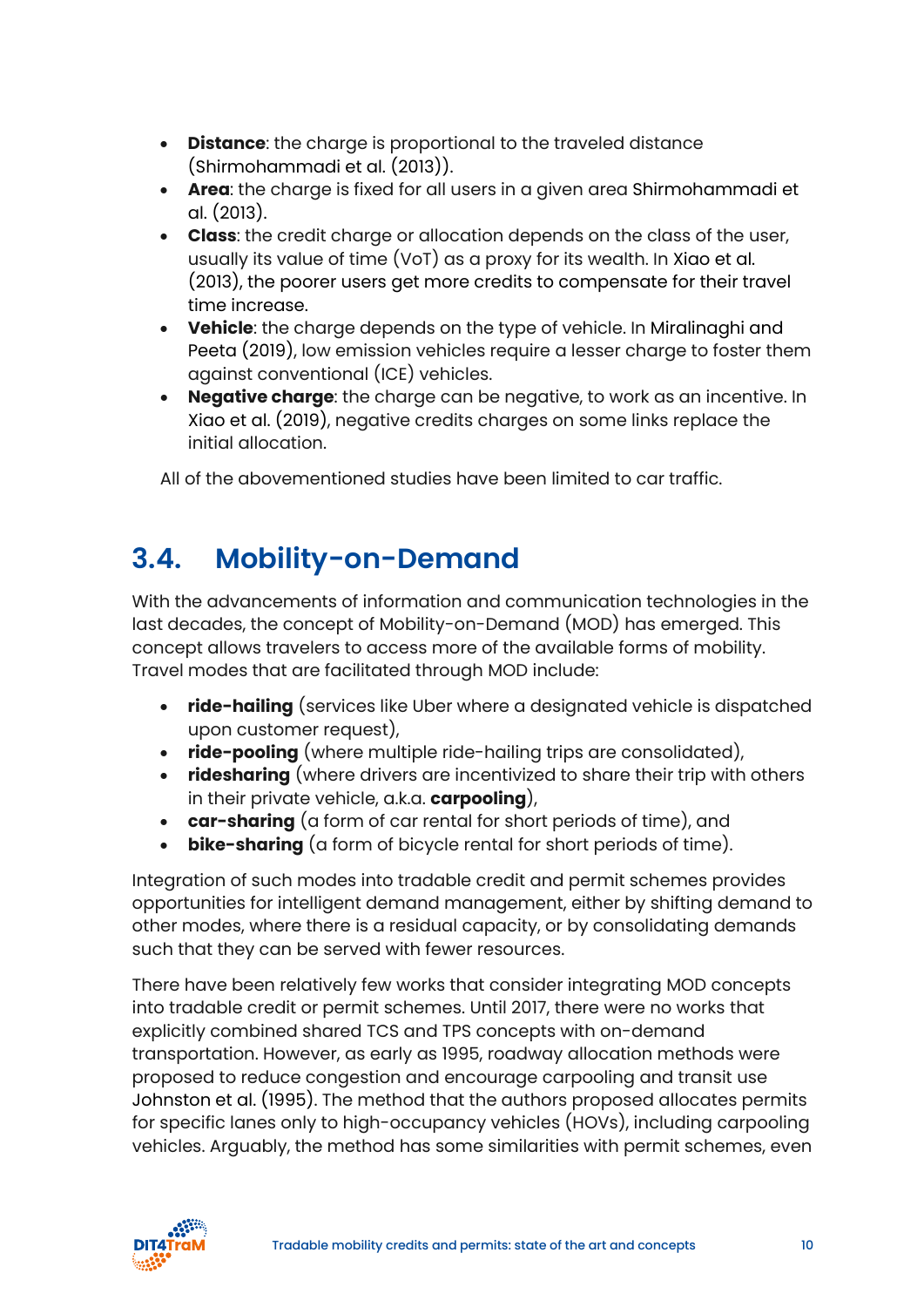- **Distance**: the charge is proportional to the traveled distance (Shirmohammadi et al. (2013)).
- **Area**: the charge is fixed for all users in a given area Shirmohammadi et al. (2013).
- **Class**: the credit charge or allocation depends on the class of the user, usually its value of time (VoT) as a proxy for its wealth. In Xiao et al. (2013), the poorer users get more credits to compensate for their travel time increase.
- **Vehicle**: the charge depends on the type of vehicle. In Miralinaghi and Peeta (2019), low emission vehicles require a lesser charge to foster them against conventional (ICE) vehicles.
- **Negative charge**: the charge can be negative, to work as an incentive. In Xiao et al. (2019), negative credits charges on some links replace the initial allocation.

All of the abovementioned studies have been limited to car traffic.

## 3.4. Mobility-on-Demand

With the advancements of information and communication technologies in the last decades, the concept of Mobility-on-Demand (MOD) has emerged. This concept allows travelers to access more of the available forms of mobility. Travel modes that are facilitated through MOD include:

- **ride-hailing** (services like Uber where a designated vehicle is dispatched upon customer request),
- **ride-pooling** (where multiple ride-hailing trips are consolidated),
- **ridesharing** (where drivers are incentivized to share their trip with others in their private vehicle, a.k.a. **carpooling**),
- **car-sharing** (a form of car rental for short periods of time), and
- **bike-sharing** (a form of bicycle rental for short periods of time).

Integration of such modes into tradable credit and permit schemes provides opportunities for intelligent demand management, either by shifting demand to other modes, where there is a residual capacity, or by consolidating demands such that they can be served with fewer resources.

There have been relatively few works that consider integrating MOD concepts into tradable credit or permit schemes. Until 2017, there were no works that explicitly combined shared TCS and TPS concepts with on-demand transportation. However, as early as 1995, roadway allocation methods were proposed to reduce congestion and encourage carpooling and transit use Johnston et al. (1995). The method that the authors proposed allocates permits for specific lanes only to high-occupancy vehicles (HOVs), including carpooling vehicles. Arguably, the method has some similarities with permit schemes, even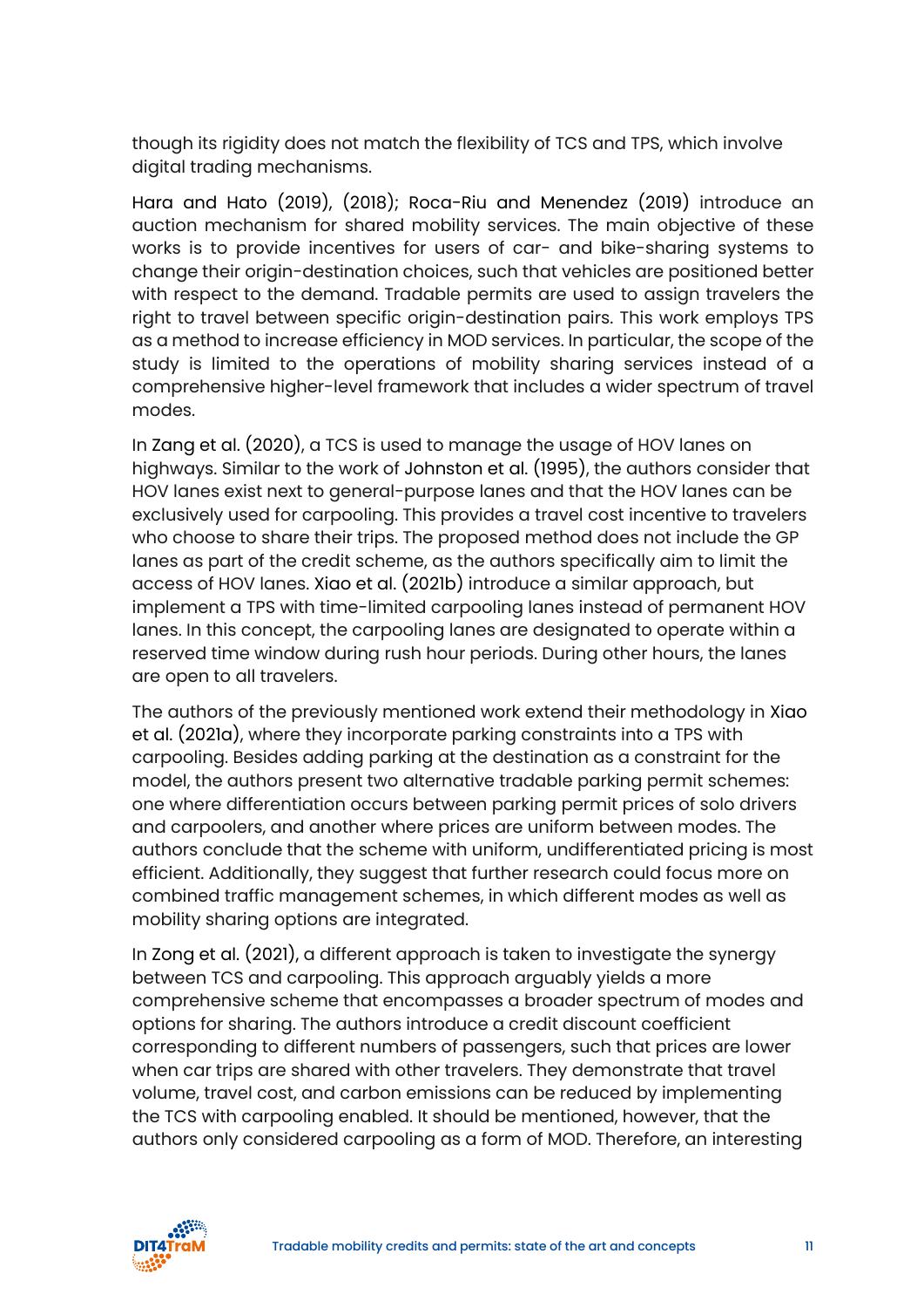though its rigidity does not match the flexibility of TCS and TPS, which involve digital trading mechanisms.

Hara and Hato (2019), (2018); Roca-Riu and Menendez (2019) introduce an auction mechanism for shared mobility services. The main objective of these works is to provide incentives for users of car- and bike-sharing systems to change their origin-destination choices, such that vehicles are positioned better with respect to the demand. Tradable permits are used to assign travelers the right to travel between specific origin-destination pairs. This work employs TPS as a method to increase efficiency in MOD services. In particular, the scope of the study is limited to the operations of mobility sharing services instead of a comprehensive higher-level framework that includes a wider spectrum of travel modes.

In Zang et al. (2020), a TCS is used to manage the usage of HOV lanes on highways. Similar to the work of Johnston et al. (1995), the authors consider that HOV lanes exist next to general-purpose lanes and that the HOV lanes can be exclusively used for carpooling. This provides a travel cost incentive to travelers who choose to share their trips. The proposed method does not include the GP lanes as part of the credit scheme, as the authors specifically aim to limit the access of HOV lanes. Xiao et al. (2021b) introduce a similar approach, but implement a TPS with time-limited carpooling lanes instead of permanent HOV lanes. In this concept, the carpooling lanes are designated to operate within a reserved time window during rush hour periods. During other hours, the lanes are open to all travelers.

The authors of the previously mentioned work extend their methodology in Xiao et al. (2021a), where they incorporate parking constraints into a TPS with carpooling. Besides adding parking at the destination as a constraint for the model, the authors present two alternative tradable parking permit schemes: one where differentiation occurs between parking permit prices of solo drivers and carpoolers, and another where prices are uniform between modes. The authors conclude that the scheme with uniform, undifferentiated pricing is most efficient. Additionally, they suggest that further research could focus more on combined traffic management schemes, in which different modes as well as mobility sharing options are integrated.

In Zong et al. (2021), a different approach is taken to investigate the synergy between TCS and carpooling. This approach arguably yields a more comprehensive scheme that encompasses a broader spectrum of modes and options for sharing. The authors introduce a credit discount coefficient corresponding to different numbers of passengers, such that prices are lower when car trips are shared with other travelers. They demonstrate that travel volume, travel cost, and carbon emissions can be reduced by implementing the TCS with carpooling enabled. It should be mentioned, however, that the authors only considered carpooling as a form of MOD. Therefore, an interesting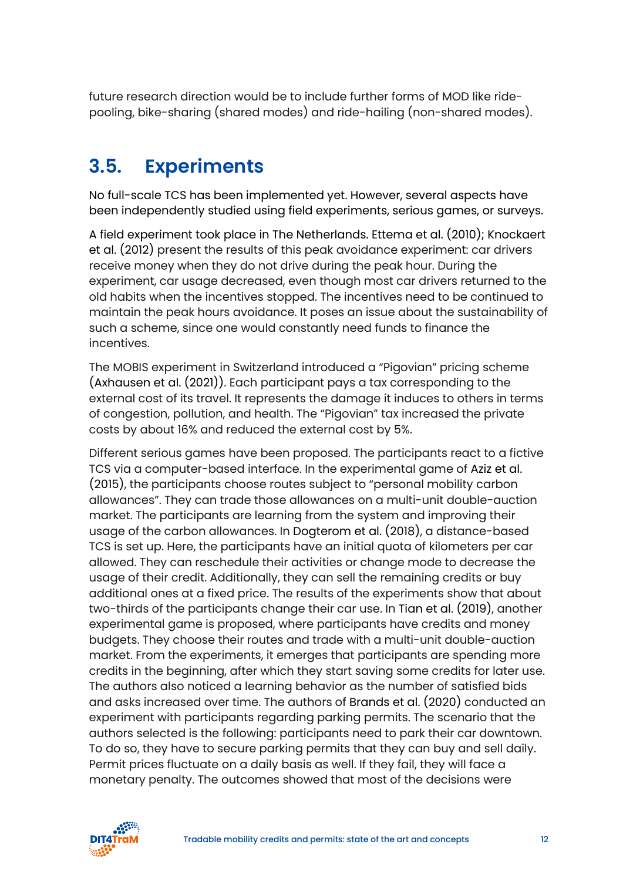future research direction would be to include further forms of MOD like ride-pooling, bike-sharing (shared modes) and ride-hailing (non-shared modes).

## 3.5. Experiments

No full-scale TCS has been implemented yet. However, several aspects have been independently studied using field experiments, serious games, or surveys.

A field experiment took place in The Netherlands. Ettema et al. (2010); Knockaert et al. (2012) present the results of this peak avoidance experiment: car drivers receive money when they do not drive during the peak hour. During the experiment, car usage decreased, even though most car drivers returned to the old habits when the incentives stopped. The incentives need to be continued to maintain the peak hours avoidance. It poses an issue about the sustainability of such a scheme, since one would constantly need funds to finance the incentives.

The MOBIS experiment in Switzerland introduced a "Pigovian" pricing scheme (Axhausen et al. (2021)). Each participant pays a tax corresponding to the external cost of its travel. It represents the damage it induces to others in terms of congestion, pollution, and health. The "Pigovian" tax increased the private costs by about 16% and reduced the external cost by 5%.

Different serious games have been proposed. The participants react to a fictive TCS via a computer-based interface. In the experimental game of Aziz et al. (2015), the participants choose routes subject to "personal mobility carbon allowances". They can trade those allowances on a multi-unit double-auction market. The participants are learning from the system and improving their usage of the carbon allowances. In Dogterom et al. (2018), a distance-based TCS is set up. Here, the participants have an initial quota of kilometers per car allowed. They can reschedule their activities or change mode to decrease the usage of their credit. Additionally, they can sell the remaining credits or buy additional ones at a fixed price. The results of the experiments show that about two-thirds of the participants change their car use. In Tian et al. (2019), another experimental game is proposed, where participants have credits and money budgets. They choose their routes and trade with a multi-unit double-auction market. From the experiments, it emerges that participants are spending more credits in the beginning, after which they start saving some credits for later use. The authors also noticed a learning behavior as the number of satisfied bids and asks increased over time. The authors of Brands et al. (2020) conducted an experiment with participants regarding parking permits. The scenario that the authors selected is the following: participants need to park their car downtown. To do so, they have to secure parking permits that they can buy and sell daily. Permit prices fluctuate on a daily basis as well. If they fail, they will face a monetary penalty. The outcomes showed that most of the decisions were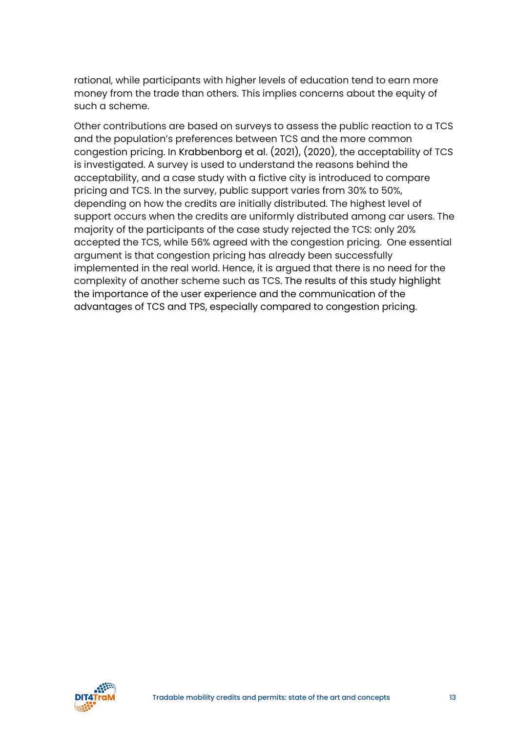rational, while participants with higher levels of education tend to earn more money from the trade than others. This implies concerns about the equity of such a scheme.

Other contributions are based on surveys to assess the public reaction to a TCS and the population's preferences between TCS and the more common congestion pricing. In Krabbenborg et al. (2021), (2020), the acceptability of TCS is investigated. A survey is used to understand the reasons behind the acceptability, and a case study with a fictive city is introduced to compare pricing and TCS. In the survey, public support varies from 30% to 50%, depending on how the credits are initially distributed. The highest level of support occurs when the credits are uniformly distributed among car users. The majority of the participants of the case study rejected the TCS: only 20% accepted the TCS, while 56% agreed with the congestion pricing. One essential argument is that congestion pricing has already been successfully implemented in the real world. Hence, it is argued that there is no need for the complexity of another scheme such as TCS. The results of this study highlight the importance of the user experience and the communication of the advantages of TCS and TPS, especially compared to congestion pricing.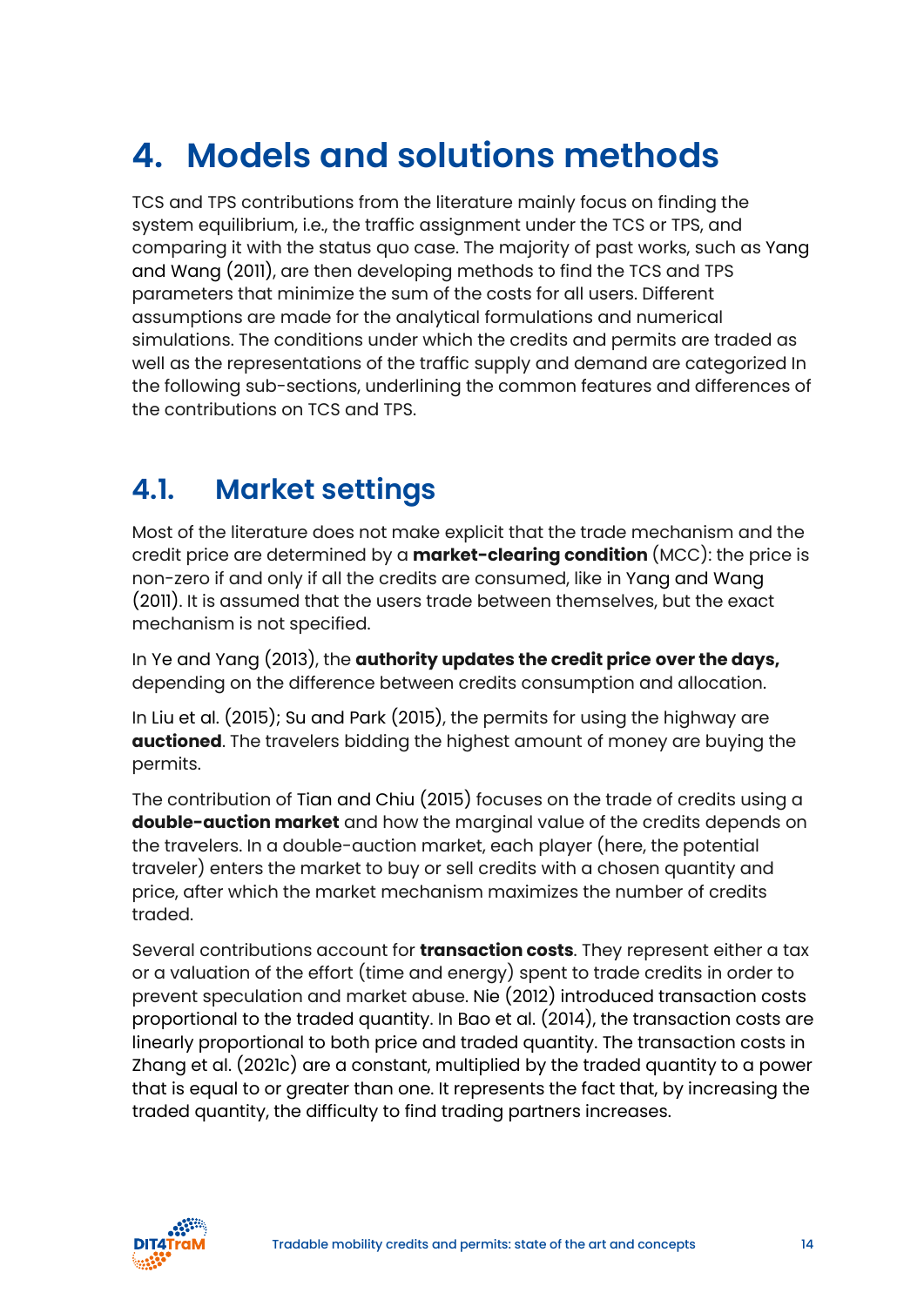# 4. Models and solutions methods

TCS and TPS contributions from the literature mainly focus on finding the system equilibrium, i.e., the traffic assignment under the TCS or TPS, and comparing it with the status quo case. The majority of past works, such as Yang and Wang (2011), are then developing methods to find the TCS and TPS parameters that minimize the sum of the costs for all users. Different assumptions are made for the analytical formulations and numerical simulations. The conditions under which the credits and permits are traded as well as the representations of the traffic supply and demand are categorized In the following sub-sections, underlining the common features and differences of the contributions on TCS and TPS.

## 4.1. Market settings

Most of the literature does not make explicit that the trade mechanism and the credit price are determined by a **market-clearing condition** (MCC): the price is non-zero if and only if all the credits are consumed, like in Yang and Wang (2011). It is assumed that the users trade between themselves, but the exact mechanism is not specified.

In Ye and Yang (2013), the **authority updates the credit price over the days,** depending on the difference between credits consumption and allocation.

In Liu et al. (2015); Su and Park (2015), the permits for using the highway are **auctioned**. The travelers bidding the highest amount of money are buying the permits.

The contribution of Tian and Chiu (2015) focuses on the trade of credits using a **double-auction market** and how the marginal value of the credits depends on the travelers. In a double-auction market, each player (here, the potential traveler) enters the market to buy or sell credits with a chosen quantity and price, after which the market mechanism maximizes the number of credits traded.

Several contributions account for **transaction costs**. They represent either a tax or a valuation of the effort (time and energy) spent to trade credits in order to prevent speculation and market abuse. Nie (2012) introduced transaction costs proportional to the traded quantity. In Bao et al. (2014), the transaction costs are linearly proportional to both price and traded quantity. The transaction costs in Zhang et al. (2021c) are a constant, multiplied by the traded quantity to a power that is equal to or greater than one. It represents the fact that, by increasing the traded quantity, the difficulty to find trading partners increases.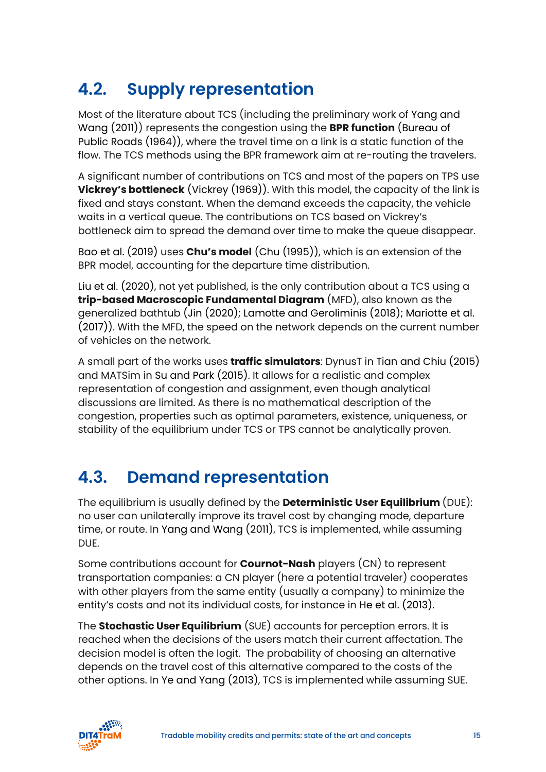## 4.2. Supply representation

Most of the literature about TCS (including the preliminary work of Yang and Wang (2011)) represents the congestion using the **BPR function** (Bureau of Public Roads (1964)), where the travel time on a link is a static function of the flow. The TCS methods using the BPR framework aim at re-routing the travelers.

A significant number of contributions on TCS and most of the papers on TPS use **Vickrey's bottleneck** (Vickrey (1969)). With this model, the capacity of the link is fixed and stays constant. When the demand exceeds the capacity, the vehicle waits in a vertical queue. The contributions on TCS based on Vickrey's bottleneck aim to spread the demand over time to make the queue disappear.

Bao et al. (2019) uses **Chu's model** (Chu (1995)), which is an extension of the BPR model, accounting for the departure time distribution.

Liu et al. (2020), not yet published, is the only contribution about a TCS using a **trip-based Macroscopic Fundamental Diagram** (MFD), also known as the generalized bathtub (Jin (2020); Lamotte and Geroliminis (2018); Mariotte et al. (2017)). With the MFD, the speed on the network depends on the current number of vehicles on the network.

A small part of the works uses **traffic simulators**: DynusT in Tian and Chiu (2015) and MATSim in Su and Park (2015). It allows for a realistic and complex representation of congestion and assignment, even though analytical discussions are limited. As there is no mathematical description of the congestion, properties such as optimal parameters, existence, uniqueness, or stability of the equilibrium under TCS or TPS cannot be analytically proven.

## 4.3. Demand representation

The equilibrium is usually defined by the **Deterministic User Equilibrium** (DUE): no user can unilaterally improve its travel cost by changing mode, departure time, or route. In Yang and Wang (2011), TCS is implemented, while assuming DUE.

Some contributions account for **Cournot-Nash** players (CN) to represent transportation companies: a CN player (here a potential traveler) cooperates with other players from the same entity (usually a company) to minimize the entity's costs and not its individual costs, for instance in He et al. (2013).

The **Stochastic User Equilibrium** (SUE) accounts for perception errors. It is reached when the decisions of the users match their current affectation. The decision model is often the logit. The probability of choosing an alternative depends on the travel cost of this alternative compared to the costs of the other options. In Ye and Yang (2013), TCS is implemented while assuming SUE.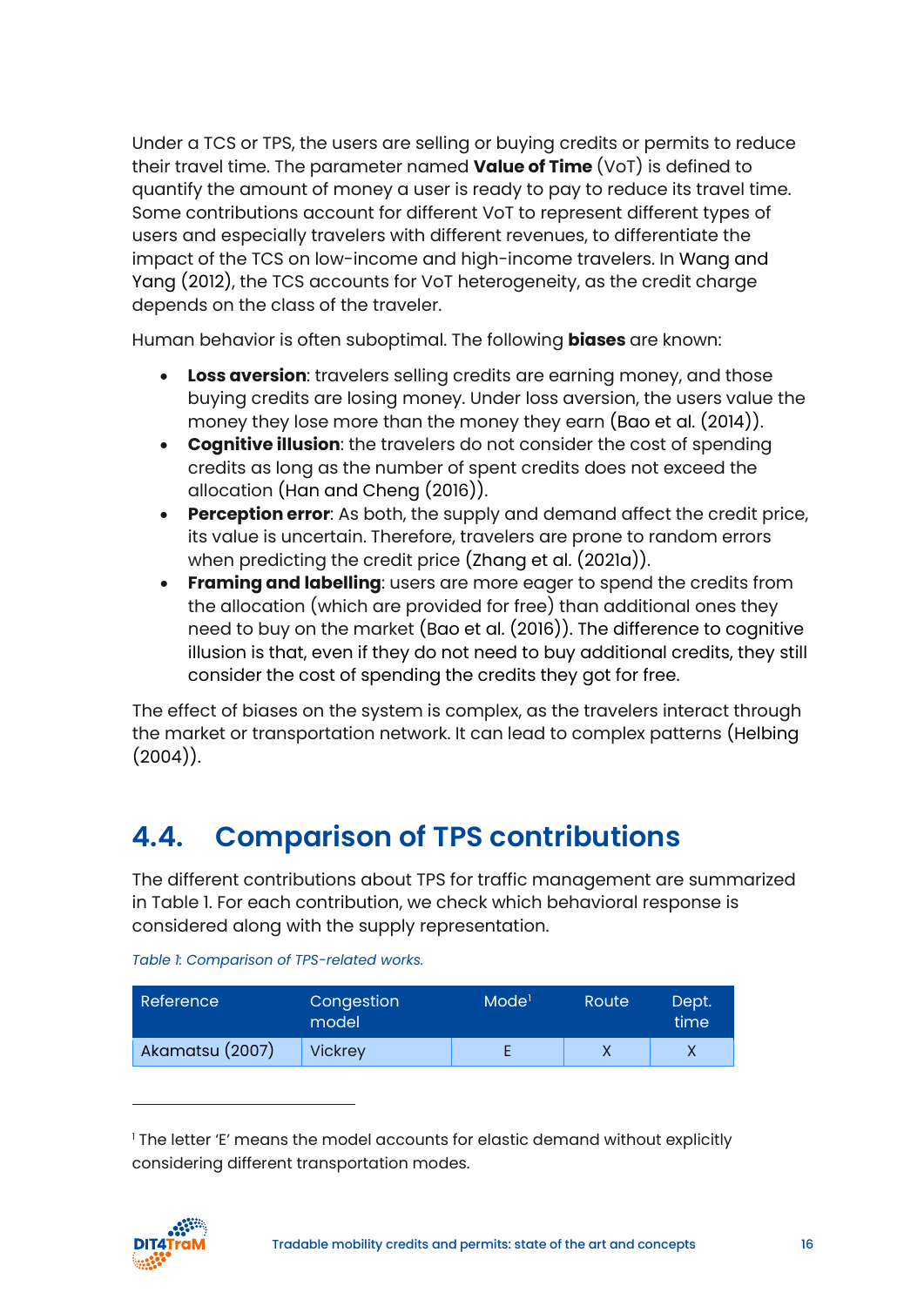Under a TCS or TPS, the users are selling or buying credits or permits to reduce their travel time. The parameter named **Value of Time** (VoT) is defined to quantify the amount of money a user is ready to pay to reduce its travel time. Some contributions account for different VoT to represent different types of users and especially travelers with different revenues, to differentiate the impact of the TCS on low-income and high-income travelers. In Wang and Yang (2012), the TCS accounts for VoT heterogeneity, as the credit charge depends on the class of the traveler.

Human behavior is often suboptimal. The following **biases** are known:

- **Loss aversion**: travelers selling credits are earning money, and those buying credits are losing money. Under loss aversion, the users value the money they lose more than the money they earn (Bao et al. (2014)).
- **Cognitive illusion**: the travelers do not consider the cost of spending credits as long as the number of spent credits does not exceed the allocation (Han and Cheng (2016)).
- **Perception error**: As both, the supply and demand affect the credit price, its value is uncertain. Therefore, travelers are prone to random errors when predicting the credit price (Zhang et al. (2021a)).
- **Framing and labelling**: users are more eager to spend the credits from the allocation (which are provided for free) than additional ones they need to buy on the market (Bao et al. (2016)). The difference to cognitive illusion is that, even if they do not need to buy additional credits, they still consider the cost of spending the credits they got for free.

The effect of biases on the system is complex, as the travelers interact through the market or transportation network. It can lead to complex patterns (Helbing (2004)).

## 4.4. Comparison of TPS contributions

The different contributions about TPS for traffic management are summarized in Table 1. For each contribution, we check which behavioral response is considered along with the supply representation.

*Table 1: Comparison of TPS-related works.*

| Reference | Congestion model | Mode[1] | Route | Dept. time |
|---|---|---|---|---|
| Akamatsu (2007) | Vickrey | E | X | X |

[1] The letter 'E' means the model accounts for elastic demand without explicitly considering different transportation modes.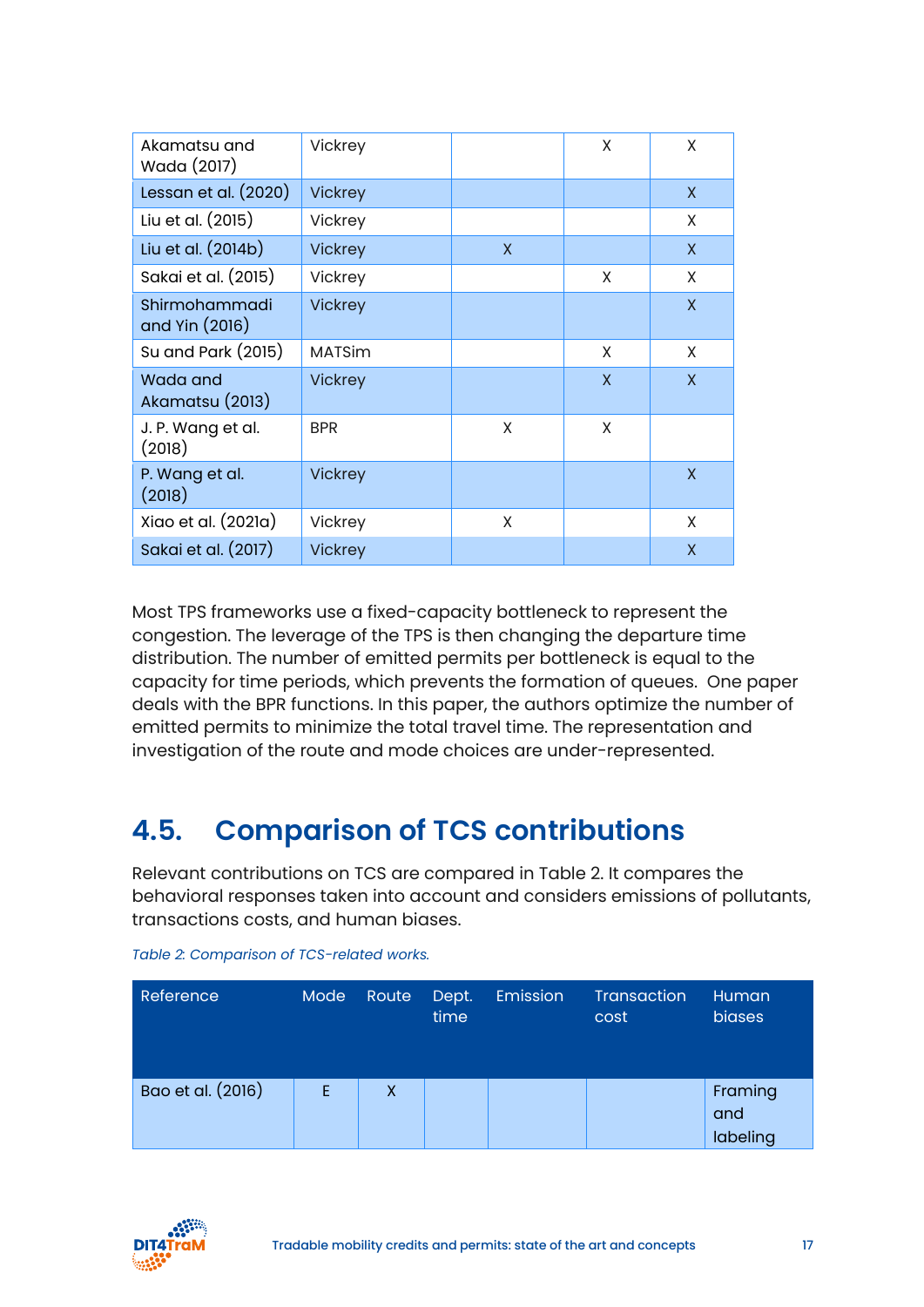| | | | | |
|---|---|---|---|---|
| Akamatsu and Wada (2017) | Vickrey | | X | X |
| Lessan et al. (2020) | Vickrey | | | X |
| Liu et al. (2015) | Vickrey | | | X |
| Liu et al. (2014b) | Vickrey | X | | X |
| Sakai et al. (2015) | Vickrey | | X | X |
| Shirmohammadi and Yin (2016) | Vickrey | | | X |
| Su and Park (2015) | MATSim | | X | X |
| Wada and Akamatsu (2013) | Vickrey | | X | X |
| J. P. Wang et al. (2018) | BPR | X | X | |
| P. Wang et al. (2018) | Vickrey | | | X |
| Xiao et al. (2021a) | Vickrey | X | | X |
| Sakai et al. (2017) | Vickrey | | | X |

Most TPS frameworks use a fixed-capacity bottleneck to represent the congestion. The leverage of the TPS is then changing the departure time distribution. The number of emitted permits per bottleneck is equal to the capacity for time periods, which prevents the formation of queues. One paper deals with the BPR functions. In this paper, the authors optimize the number of emitted permits to minimize the total travel time. The representation and investigation of the route and mode choices are under-represented.

## 4.5. Comparison of TCS contributions

Relevant contributions on TCS are compared in Table 2. It compares the behavioral responses taken into account and considers emissions of pollutants, transactions costs, and human biases.

*Table 2: Comparison of TCS-related works.*

| Reference | Mode | Route | Dept. time | Emission | Transaction cost | Human biases |
|---|---|---|---|---|---|---|
| Bao et al. (2016) | E | X | | | | Framing and labeling |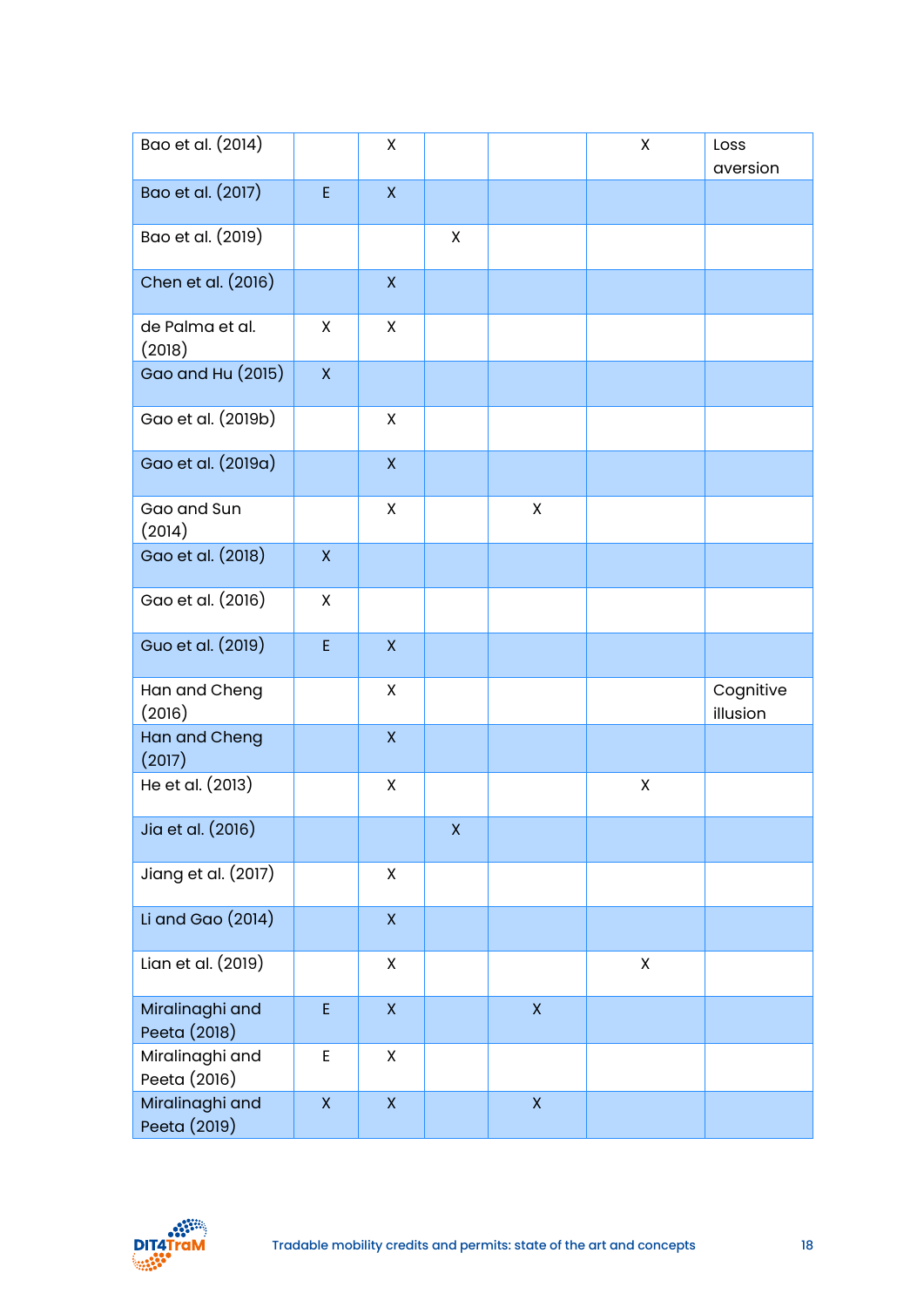| | | | | | | |
|---|---|---|---|---|---|---|
| Bao et al. (2014) | | X | | | X | Loss aversion |
| Bao et al. (2017) | E | X | | | | |
| Bao et al. (2019) | | | X | | | |
| Chen et al. (2016) | | X | | | | |
| de Palma et al. (2018) | X | X | | | | |
| Gao and Hu (2015) | X | | | | | |
| Gao et al. (2019b) | | X | | | | |
| Gao et al. (2019a) | | X | | | | |
| Gao and Sun (2014) | | X | | X | | |
| Gao et al. (2018) | X | | | | | |
| Gao et al. (2016) | X | | | | | |
| Guo et al. (2019) | E | X | | | | |
| Han and Cheng (2016) | | X | | | | Cognitive illusion |
| Han and Cheng (2017) | | X | | | | |
| He et al. (2013) | | X | | | X | |
| Jia et al. (2016) | | | X | | | |
| Jiang et al. (2017) | | X | | | | |
| Li and Gao (2014) | | X | | | | |
| Lian et al. (2019) | | X | | | X | |
| Miralinaghi and Peeta (2018) | E | X | | X | | |
| Miralinaghi and Peeta (2016) | E | X | | | | |
| Miralinaghi and Peeta (2019) | X | X | | X | | |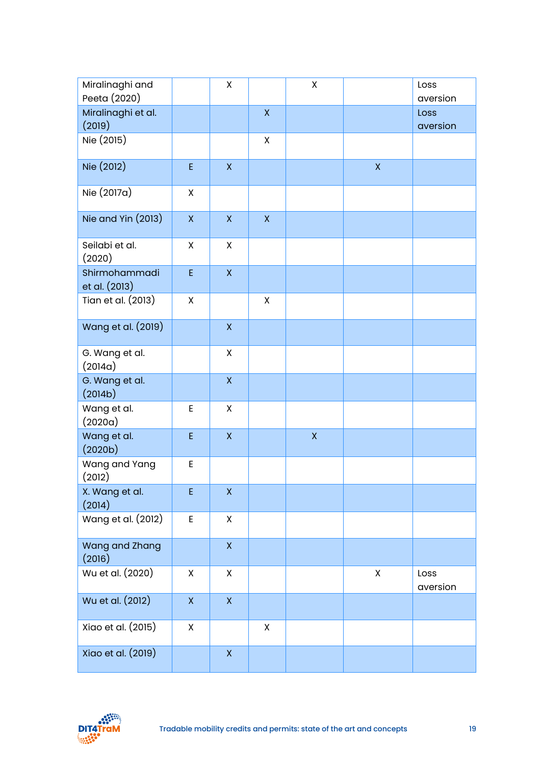| | | | | | | |
|---|---|---|---|---|---|---|
| Miralinaghi and Peeta (2020) | | X | | X | | Loss aversion |
| Miralinaghi et al. (2019) | | | X | | | Loss aversion |
| Nie (2015) | | | X | | | |
| Nie (2012) | E | X | | | X | |
| Nie (2017a) | X | | | | | |
| Nie and Yin (2013) | X | X | X | | | |
| Seilabi et al. (2020) | X | X | | | | |
| Shirmohammadi et al. (2013) | E | X | | | | |
| Tian et al. (2013) | X | | X | | | |
| Wang et al. (2019) | | X | | | | |
| G. Wang et al. (2014a) | | X | | | | |
| G. Wang et al. (2014b) | | X | | | | |
| Wang et al. (2020a) | E | X | | | | |
| Wang et al. (2020b) | E | X | | X | | |
| Wang and Yang (2012) | E | | | | | |
| X. Wang et al. (2014) | E | X | | | | |
| Wang et al. (2012) | E | X | | | | |
| Wang and Zhang (2016) | | X | | | | |
| Wu et al. (2020) | X | X | | | X | Loss aversion |
| Wu et al. (2012) | X | X | | | | |
| Xiao et al. (2015) | X | | X | | | |
| Xiao et al. (2019) | | X | | | | |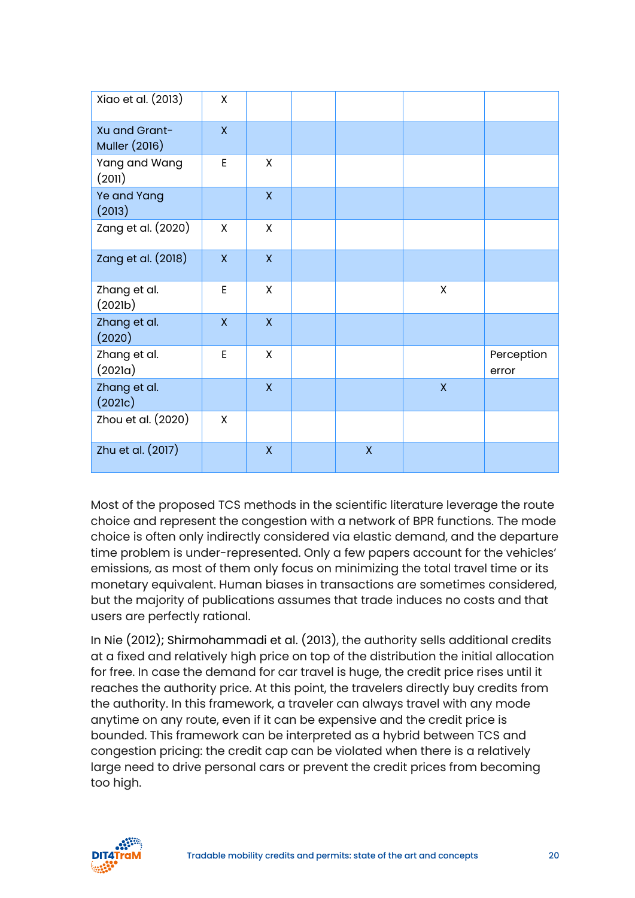| | | | | | | |
|---|---|---|---|---|---|---|
| Xiao et al. (2013) | X | | | | | |
| Xu and Grant-Muller (2016) | X | | | | | |
| Yang and Wang (2011) | E | X | | | | |
| Ye and Yang (2013) | | X | | | | |
| Zang et al. (2020) | X | X | | | | |
| Zang et al. (2018) | X | X | | | | |
| Zhang et al. (2021b) | E | X | | | X | |
| Zhang et al. (2020) | X | X | | | | |
| Zhang et al. (2021a) | E | X | | | | Perception error |
| Zhang et al. (2021c) | | X | | | X | |
| Zhou et al. (2020) | X | | | | | |
| Zhu et al. (2017) | | X | | X | | |

Most of the proposed TCS methods in the scientific literature leverage the route choice and represent the congestion with a network of BPR functions. The mode choice is often only indirectly considered via elastic demand, and the departure time problem is under-represented. Only a few papers account for the vehicles' emissions, as most of them only focus on minimizing the total travel time or its monetary equivalent. Human biases in transactions are sometimes considered, but the majority of publications assumes that trade induces no costs and that users are perfectly rational.

In Nie (2012); Shirmohammadi et al. (2013), the authority sells additional credits at a fixed and relatively high price on top of the distribution the initial allocation for free. In case the demand for car travel is huge, the credit price rises until it reaches the authority price. At this point, the travelers directly buy credits from the authority. In this framework, a traveler can always travel with any mode anytime on any route, even if it can be expensive and the credit price is bounded. This framework can be interpreted as a hybrid between TCS and congestion pricing: the credit cap can be violated when there is a relatively large need to drive personal cars or prevent the credit prices from becoming too high.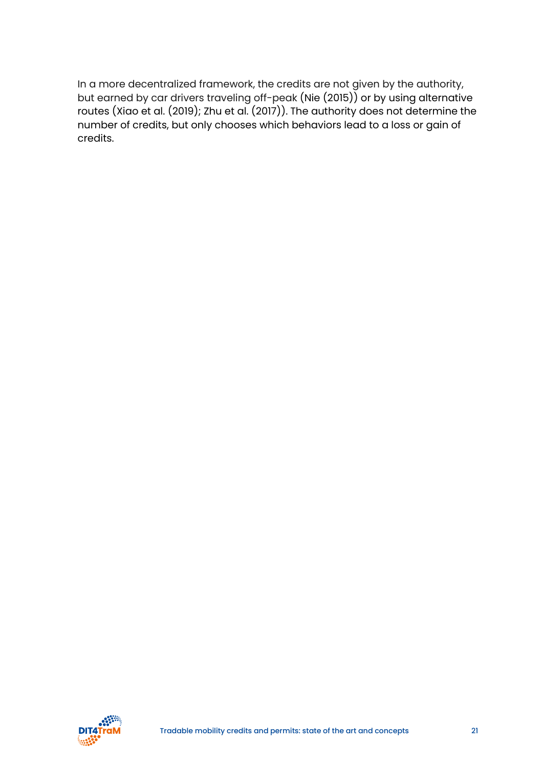In a more decentralized framework, the credits are not given by the authority, but earned by car drivers traveling off-peak (Nie (2015)) or by using alternative routes (Xiao et al. (2019); Zhu et al. (2017)). The authority does not determine the number of credits, but only chooses which behaviors lead to a loss or gain of credits.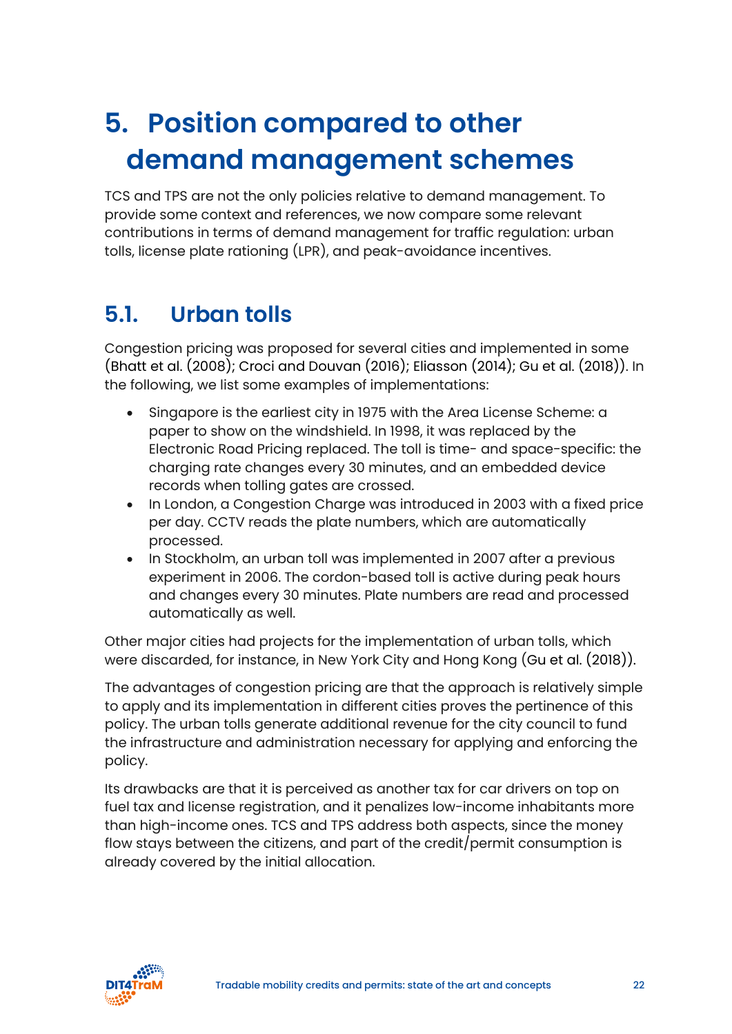# 5. Position compared to other demand management schemes

TCS and TPS are not the only policies relative to demand management. To provide some context and references, we now compare some relevant contributions in terms of demand management for traffic regulation: urban tolls, license plate rationing (LPR), and peak-avoidance incentives.

## 5.1. Urban tolls

Congestion pricing was proposed for several cities and implemented in some (Bhatt et al. (2008); Croci and Douvan (2016); Eliasson (2014); Gu et al. (2018)). In the following, we list some examples of implementations:

- Singapore is the earliest city in 1975 with the Area License Scheme: a paper to show on the windshield. In 1998, it was replaced by the Electronic Road Pricing replaced. The toll is time- and space-specific: the charging rate changes every 30 minutes, and an embedded device records when tolling gates are crossed.
- In London, a Congestion Charge was introduced in 2003 with a fixed price per day. CCTV reads the plate numbers, which are automatically processed.
- In Stockholm, an urban toll was implemented in 2007 after a previous experiment in 2006. The cordon-based toll is active during peak hours and changes every 30 minutes. Plate numbers are read and processed automatically as well.

Other major cities had projects for the implementation of urban tolls, which were discarded, for instance, in New York City and Hong Kong (Gu et al. (2018)).

The advantages of congestion pricing are that the approach is relatively simple to apply and its implementation in different cities proves the pertinence of this policy. The urban tolls generate additional revenue for the city council to fund the infrastructure and administration necessary for applying and enforcing the policy.

Its drawbacks are that it is perceived as another tax for car drivers on top on fuel tax and license registration, and it penalizes low-income inhabitants more than high-income ones. TCS and TPS address both aspects, since the money flow stays between the citizens, and part of the credit/permit consumption is already covered by the initial allocation.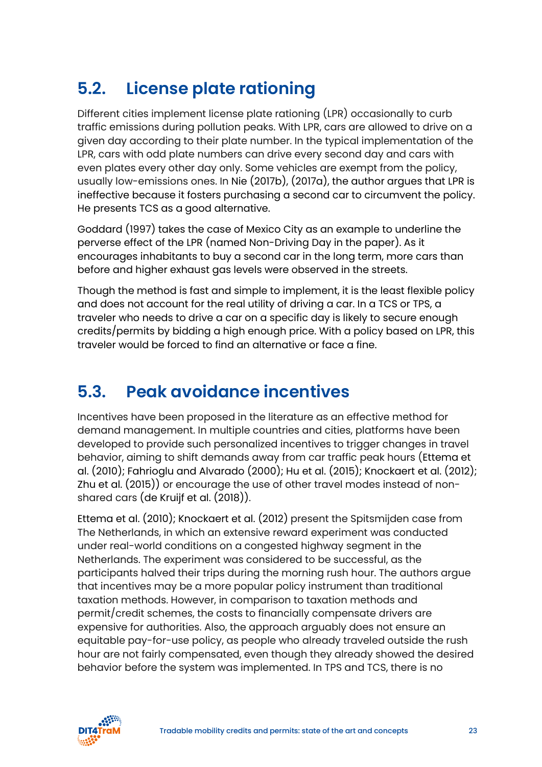## 5.2. License plate rationing

Different cities implement license plate rationing (LPR) occasionally to curb traffic emissions during pollution peaks. With LPR, cars are allowed to drive on a given day according to their plate number. In the typical implementation of the LPR, cars with odd plate numbers can drive every second day and cars with even plates every other day only. Some vehicles are exempt from the policy, usually low-emissions ones. In Nie (2017b), (2017a), the author argues that LPR is ineffective because it fosters purchasing a second car to circumvent the policy. He presents TCS as a good alternative.

Goddard (1997) takes the case of Mexico City as an example to underline the perverse effect of the LPR (named Non-Driving Day in the paper). As it encourages inhabitants to buy a second car in the long term, more cars than before and higher exhaust gas levels were observed in the streets.

Though the method is fast and simple to implement, it is the least flexible policy and does not account for the real utility of driving a car. In a TCS or TPS, a traveler who needs to drive a car on a specific day is likely to secure enough credits/permits by bidding a high enough price. With a policy based on LPR, this traveler would be forced to find an alternative or face a fine.

## 5.3. Peak avoidance incentives

Incentives have been proposed in the literature as an effective method for demand management. In multiple countries and cities, platforms have been developed to provide such personalized incentives to trigger changes in travel behavior, aiming to shift demands away from car traffic peak hours (Ettema et al. (2010); Fahrioglu and Alvarado (2000); Hu et al. (2015); Knockaert et al. (2012); Zhu et al. (2015)) or encourage the use of other travel modes instead of non-shared cars (de Kruijf et al. (2018)).

Ettema et al. (2010); Knockaert et al. (2012) present the Spitsmijden case from The Netherlands, in which an extensive reward experiment was conducted under real-world conditions on a congested highway segment in the Netherlands. The experiment was considered to be successful, as the participants halved their trips during the morning rush hour. The authors argue that incentives may be a more popular policy instrument than traditional taxation methods. However, in comparison to taxation methods and permit/credit schemes, the costs to financially compensate drivers are expensive for authorities. Also, the approach arguably does not ensure an equitable pay-for-use policy, as people who already traveled outside the rush hour are not fairly compensated, even though they already showed the desired behavior before the system was implemented. In TPS and TCS, there is no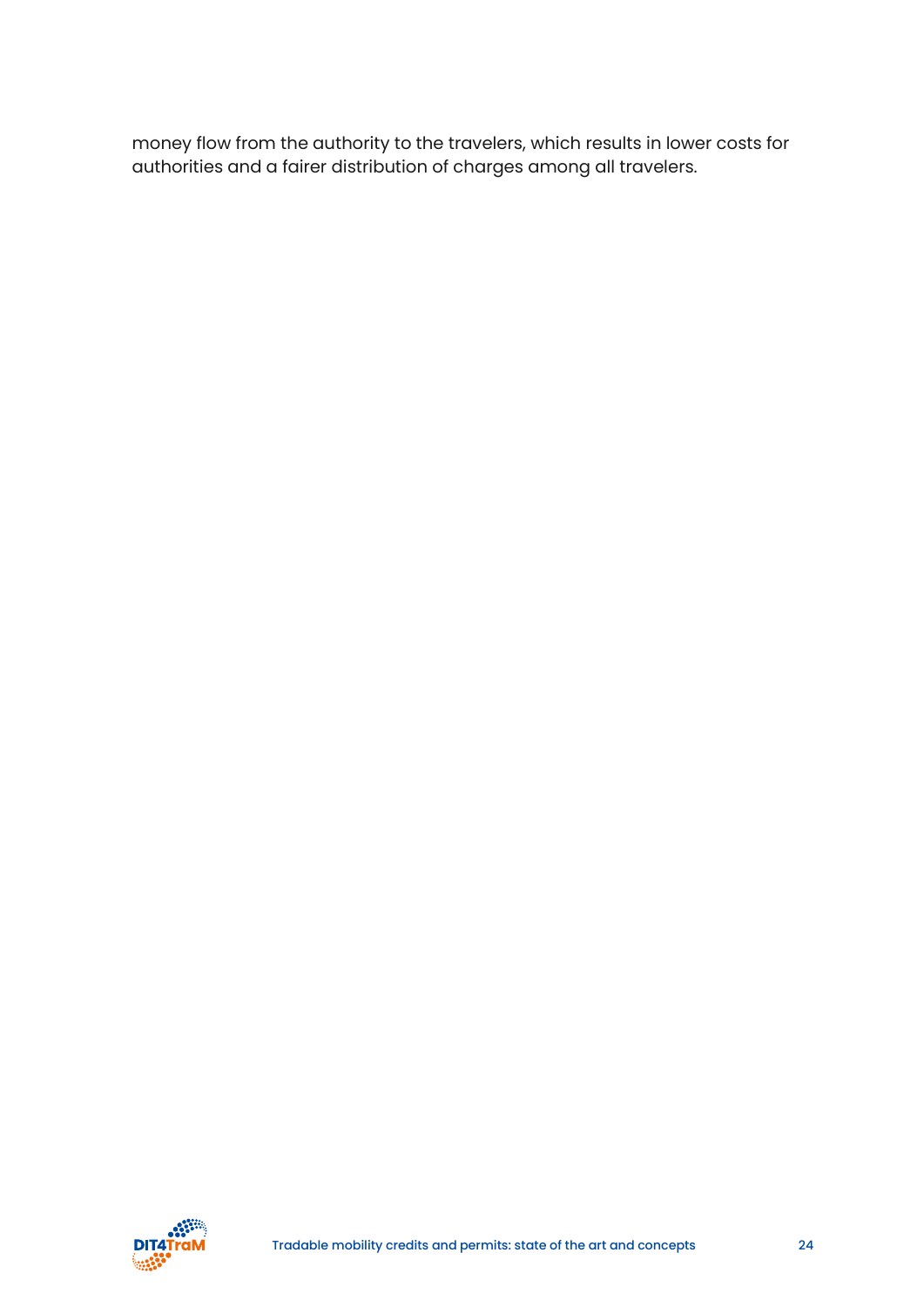money flow from the authority to the travelers, which results in lower costs for authorities and a fairer distribution of charges among all travelers.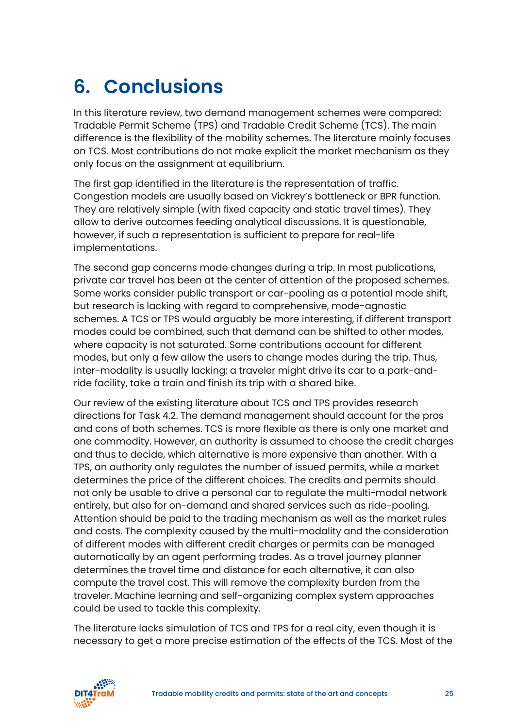# 6. Conclusions

In this literature review, two demand management schemes were compared: Tradable Permit Scheme (TPS) and Tradable Credit Scheme (TCS). The main difference is the flexibility of the mobility schemes. The literature mainly focuses on TCS. Most contributions do not make explicit the market mechanism as they only focus on the assignment at equilibrium.

The first gap identified in the literature is the representation of traffic. Congestion models are usually based on Vickrey's bottleneck or BPR function. They are relatively simple (with fixed capacity and static travel times). They allow to derive outcomes feeding analytical discussions. It is questionable, however, if such a representation is sufficient to prepare for real-life implementations.

The second gap concerns mode changes during a trip. In most publications, private car travel has been at the center of attention of the proposed schemes. Some works consider public transport or car-pooling as a potential mode shift, but research is lacking with regard to comprehensive, mode-agnostic schemes. A TCS or TPS would arguably be more interesting, if different transport modes could be combined, such that demand can be shifted to other modes, where capacity is not saturated. Some contributions account for different modes, but only a few allow the users to change modes during the trip. Thus, inter-modality is usually lacking: a traveler might drive its car to a park-and-ride facility, take a train and finish its trip with a shared bike.

Our review of the existing literature about TCS and TPS provides research directions for Task 4.2. The demand management should account for the pros and cons of both schemes. TCS is more flexible as there is only one market and one commodity. However, an authority is assumed to choose the credit charges and thus to decide, which alternative is more expensive than another. With a TPS, an authority only regulates the number of issued permits, while a market determines the price of the different choices. The credits and permits should not only be usable to drive a personal car to regulate the multi-modal network entirely, but also for on-demand and shared services such as ride-pooling. Attention should be paid to the trading mechanism as well as the market rules and costs. The complexity caused by the multi-modality and the consideration of different modes with different credit charges or permits can be managed automatically by an agent performing trades. As a travel journey planner determines the travel time and distance for each alternative, it can also compute the travel cost. This will remove the complexity burden from the traveler. Machine learning and self-organizing complex system approaches could be used to tackle this complexity.

The literature lacks simulation of TCS and TPS for a real city, even though it is necessary to get a more precise estimation of the effects of the TCS. Most of the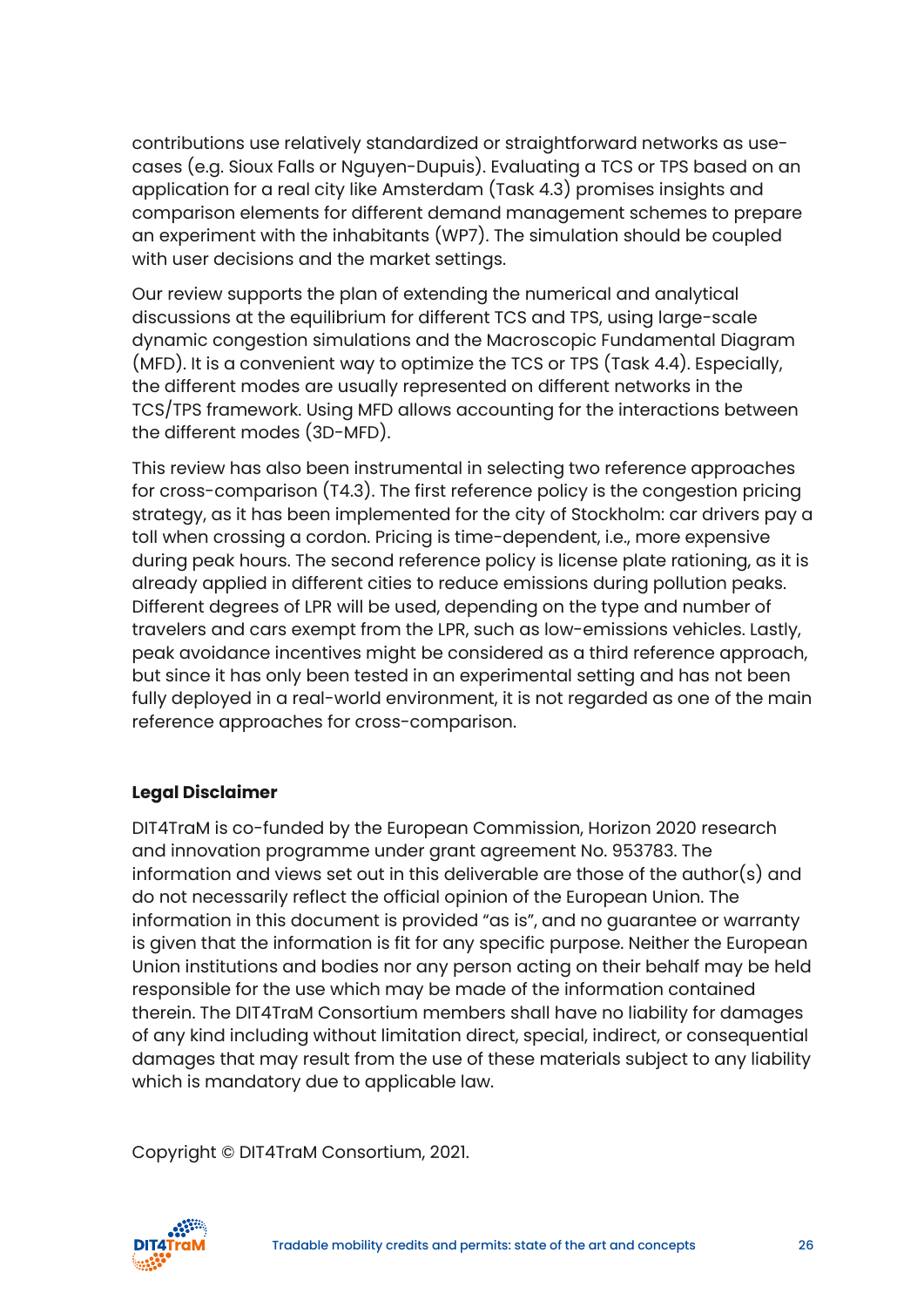contributions use relatively standardized or straightforward networks as use-cases (e.g. Sioux Falls or Nguyen-Dupuis). Evaluating a TCS or TPS based on an application for a real city like Amsterdam (Task 4.3) promises insights and comparison elements for different demand management schemes to prepare an experiment with the inhabitants (WP7). The simulation should be coupled with user decisions and the market settings.

Our review supports the plan of extending the numerical and analytical discussions at the equilibrium for different TCS and TPS, using large-scale dynamic congestion simulations and the Macroscopic Fundamental Diagram (MFD). It is a convenient way to optimize the TCS or TPS (Task 4.4). Especially, the different modes are usually represented on different networks in the TCS/TPS framework. Using MFD allows accounting for the interactions between the different modes (3D-MFD).

This review has also been instrumental in selecting two reference approaches for cross-comparison (T4.3). The first reference policy is the congestion pricing strategy, as it has been implemented for the city of Stockholm: car drivers pay a toll when crossing a cordon. Pricing is time-dependent, i.e., more expensive during peak hours. The second reference policy is license plate rationing, as it is already applied in different cities to reduce emissions during pollution peaks. Different degrees of LPR will be used, depending on the type and number of travelers and cars exempt from the LPR, such as low-emissions vehicles. Lastly, peak avoidance incentives might be considered as a third reference approach, but since it has only been tested in an experimental setting and has not been fully deployed in a real-world environment, it is not regarded as one of the main reference approaches for cross-comparison.

**Legal Disclaimer**

DIT4TraM is co-funded by the European Commission, Horizon 2020 research and innovation programme under grant agreement No. 953783. The information and views set out in this deliverable are those of the author(s) and do not necessarily reflect the official opinion of the European Union. The information in this document is provided "as is", and no guarantee or warranty is given that the information is fit for any specific purpose. Neither the European Union institutions and bodies nor any person acting on their behalf may be held responsible for the use which may be made of the information contained therein. The DIT4TraM Consortium members shall have no liability for damages of any kind including without limitation direct, special, indirect, or consequential damages that may result from the use of these materials subject to any liability which is mandatory due to applicable law.

Copyright © DIT4TraM Consortium, 2021.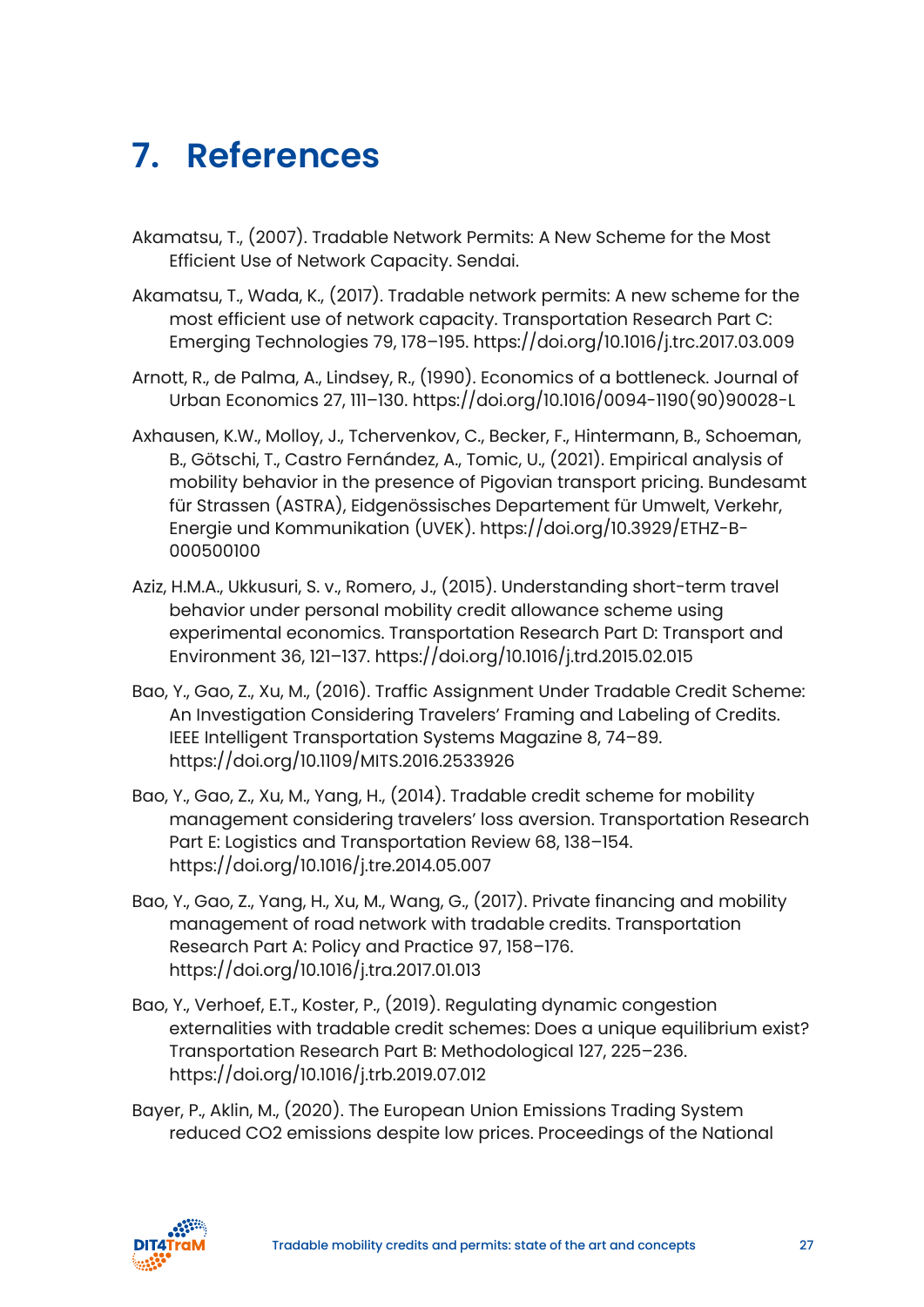# 7. References

Akamatsu, T., (2007). Tradable Network Permits: A New Scheme for the Most Efficient Use of Network Capacity. Sendai.

Akamatsu, T., Wada, K., (2017). Tradable network permits: A new scheme for the most efficient use of network capacity. Transportation Research Part C: Emerging Technologies 79, 178–195. https://doi.org/10.1016/j.trc.2017.03.009

Arnott, R., de Palma, A., Lindsey, R., (1990). Economics of a bottleneck. Journal of Urban Economics 27, 111–130. https://doi.org/10.1016/0094-1190(90)90028-L

Axhausen, K.W., Molloy, J., Tchervenkov, C., Becker, F., Hintermann, B., Schoeman, B., Götschi, T., Castro Fernández, A., Tomic, U., (2021). Empirical analysis of mobility behavior in the presence of Pigovian transport pricing. Bundesamt für Strassen (ASTRA), Eidgenössisches Departement für Umwelt, Verkehr, Energie und Kommunikation (UVEK). https://doi.org/10.3929/ETHZ-B-000500100

Aziz, H.M.A., Ukkusuri, S. v., Romero, J., (2015). Understanding short-term travel behavior under personal mobility credit allowance scheme using experimental economics. Transportation Research Part D: Transport and Environment 36, 121–137. https://doi.org/10.1016/j.trd.2015.02.015

Bao, Y., Gao, Z., Xu, M., (2016). Traffic Assignment Under Tradable Credit Scheme: An Investigation Considering Travelers' Framing and Labeling of Credits. IEEE Intelligent Transportation Systems Magazine 8, 74–89. https://doi.org/10.1109/MITS.2016.2533926

Bao, Y., Gao, Z., Xu, M., Yang, H., (2014). Tradable credit scheme for mobility management considering travelers' loss aversion. Transportation Research Part E: Logistics and Transportation Review 68, 138–154. https://doi.org/10.1016/j.tre.2014.05.007

Bao, Y., Gao, Z., Yang, H., Xu, M., Wang, G., (2017). Private financing and mobility management of road network with tradable credits. Transportation Research Part A: Policy and Practice 97, 158–176. https://doi.org/10.1016/j.tra.2017.01.013

Bao, Y., Verhoef, E.T., Koster, P., (2019). Regulating dynamic congestion externalities with tradable credit schemes: Does a unique equilibrium exist? Transportation Research Part B: Methodological 127, 225–236. https://doi.org/10.1016/j.trb.2019.07.012

Bayer, P., Aklin, M., (2020). The European Union Emissions Trading System reduced $CO_2$ emissions despite low prices. Proceedings of the National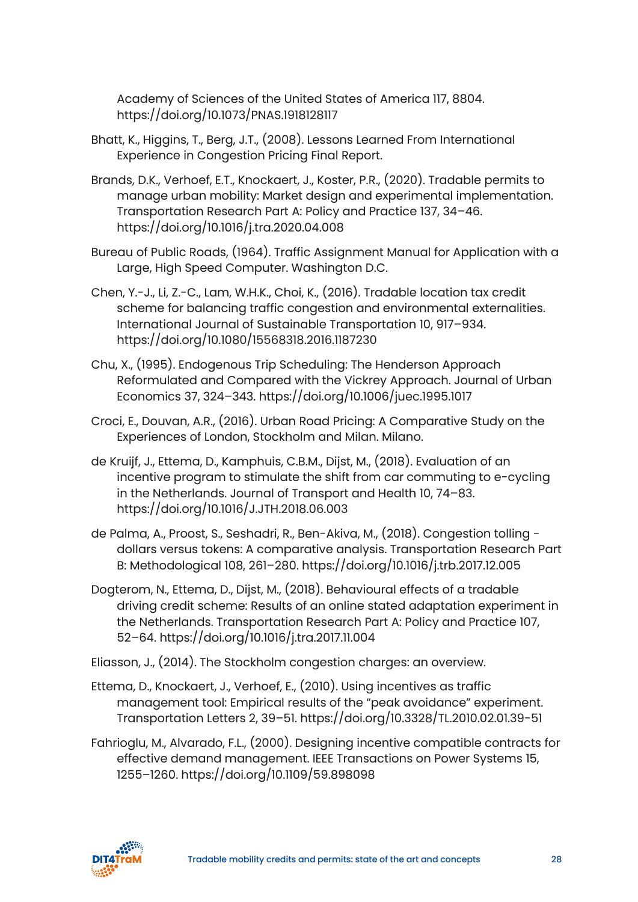Academy of Sciences of the United States of America 117, 8804. https://doi.org/10.1073/PNAS.1918128117

Bhatt, K., Higgins, T., Berg, J.T., (2008). Lessons Learned From International Experience in Congestion Pricing Final Report.

Brands, D.K., Verhoef, E.T., Knockaert, J., Koster, P.R., (2020). Tradable permits to manage urban mobility: Market design and experimental implementation. Transportation Research Part A: Policy and Practice 137, 34–46. https://doi.org/10.1016/j.tra.2020.04.008

Bureau of Public Roads, (1964). Traffic Assignment Manual for Application with a Large, High Speed Computer. Washington D.C.

Chen, Y.-J., Li, Z.-C., Lam, W.H.K., Choi, K., (2016). Tradable location tax credit scheme for balancing traffic congestion and environmental externalities. International Journal of Sustainable Transportation 10, 917–934. https://doi.org/10.1080/15568318.2016.1187230

Chu, X., (1995). Endogenous Trip Scheduling: The Henderson Approach Reformulated and Compared with the Vickrey Approach. Journal of Urban Economics 37, 324–343. https://doi.org/10.1006/juec.1995.1017

Croci, E., Douvan, A.R., (2016). Urban Road Pricing: A Comparative Study on the Experiences of London, Stockholm and Milan. Milano.

de Kruijf, J., Ettema, D., Kamphuis, C.B.M., Dijst, M., (2018). Evaluation of an incentive program to stimulate the shift from car commuting to e-cycling in the Netherlands. Journal of Transport and Health 10, 74–83. https://doi.org/10.1016/J.JTH.2018.06.003

de Palma, A., Proost, S., Seshadri, R., Ben-Akiva, M., (2018). Congestion tolling - dollars versus tokens: A comparative analysis. Transportation Research Part B: Methodological 108, 261–280. https://doi.org/10.1016/j.trb.2017.12.005

Dogterom, N., Ettema, D., Dijst, M., (2018). Behavioural effects of a tradable driving credit scheme: Results of an online stated adaptation experiment in the Netherlands. Transportation Research Part A: Policy and Practice 107, 52–64. https://doi.org/10.1016/j.tra.2017.11.004

Eliasson, J., (2014). The Stockholm congestion charges: an overview.

Ettema, D., Knockaert, J., Verhoef, E., (2010). Using incentives as traffic management tool: Empirical results of the "peak avoidance" experiment. Transportation Letters 2, 39–51. https://doi.org/10.3328/TL.2010.02.01.39-51

Fahrioglu, M., Alvarado, F.L., (2000). Designing incentive compatible contracts for effective demand management. IEEE Transactions on Power Systems 15, 1255–1260. https://doi.org/10.1109/59.898098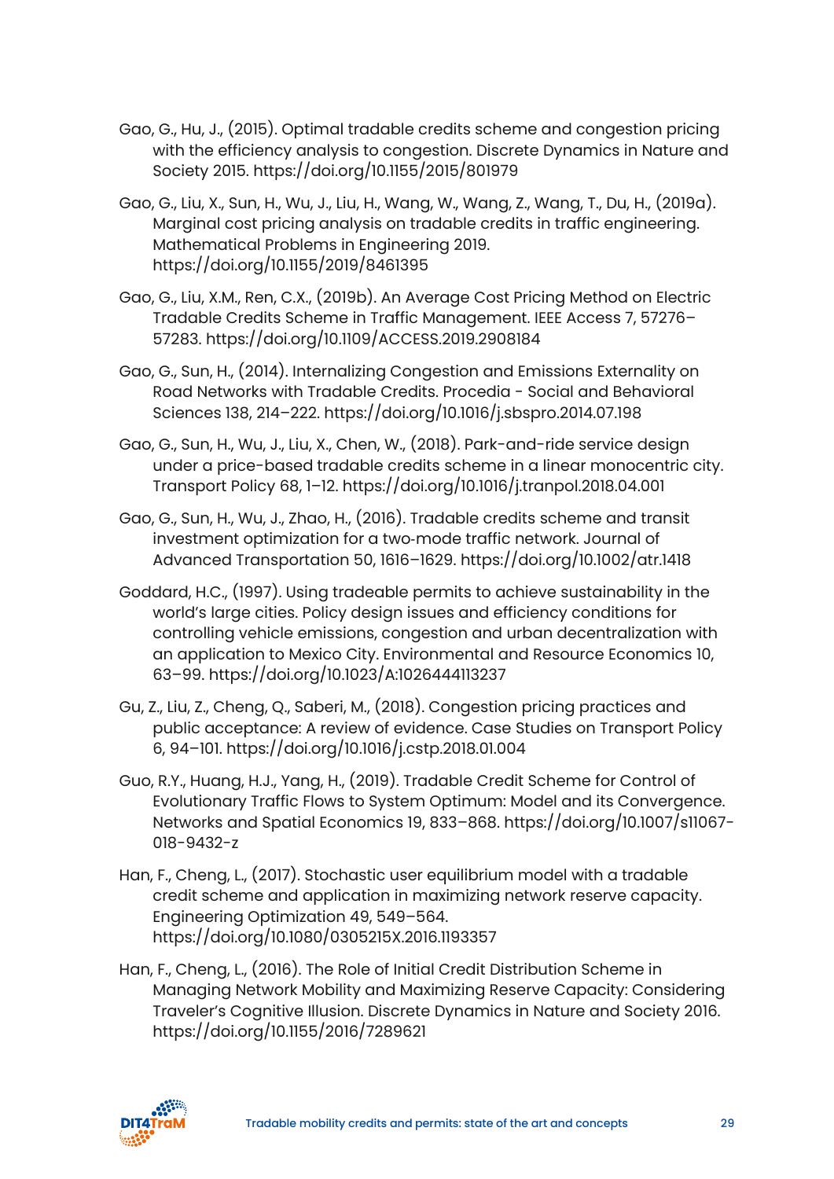Gao, G., Hu, J., (2015). Optimal tradable credits scheme and congestion pricing with the efficiency analysis to congestion. Discrete Dynamics in Nature and Society 2015. https://doi.org/10.1155/2015/801979

Gao, G., Liu, X., Sun, H., Wu, J., Liu, H., Wang, W., Wang, Z., Wang, T., Du, H., (2019a). Marginal cost pricing analysis on tradable credits in traffic engineering. Mathematical Problems in Engineering 2019. https://doi.org/10.1155/2019/8461395

Gao, G., Liu, X.M., Ren, C.X., (2019b). An Average Cost Pricing Method on Electric Tradable Credits Scheme in Traffic Management. IEEE Access 7, 57276–57283. https://doi.org/10.1109/ACCESS.2019.2908184

Gao, G., Sun, H., (2014). Internalizing Congestion and Emissions Externality on Road Networks with Tradable Credits. Procedia - Social and Behavioral Sciences 138, 214–222. https://doi.org/10.1016/j.sbspro.2014.07.198

Gao, G., Sun, H., Wu, J., Liu, X., Chen, W., (2018). Park-and-ride service design under a price-based tradable credits scheme in a linear monocentric city. Transport Policy 68, 1–12. https://doi.org/10.1016/j.tranpol.2018.04.001

Gao, G., Sun, H., Wu, J., Zhao, H., (2016). Tradable credits scheme and transit investment optimization for a two-mode traffic network. Journal of Advanced Transportation 50, 1616–1629. https://doi.org/10.1002/atr.1418

Goddard, H.C., (1997). Using tradeable permits to achieve sustainability in the world's large cities. Policy design issues and efficiency conditions for controlling vehicle emissions, congestion and urban decentralization with an application to Mexico City. Environmental and Resource Economics 10, 63–99. https://doi.org/10.1023/A:1026444113237

Gu, Z., Liu, Z., Cheng, Q., Saberi, M., (2018). Congestion pricing practices and public acceptance: A review of evidence. Case Studies on Transport Policy 6, 94–101. https://doi.org/10.1016/j.cstp.2018.01.004

Guo, R.Y., Huang, H.J., Yang, H., (2019). Tradable Credit Scheme for Control of Evolutionary Traffic Flows to System Optimum: Model and its Convergence. Networks and Spatial Economics 19, 833–868. https://doi.org/10.1007/s11067-018-9432-z

Han, F., Cheng, L., (2017). Stochastic user equilibrium model with a tradable credit scheme and application in maximizing network reserve capacity. Engineering Optimization 49, 549–564. https://doi.org/10.1080/0305215X.2016.1193357

Han, F., Cheng, L., (2016). The Role of Initial Credit Distribution Scheme in Managing Network Mobility and Maximizing Reserve Capacity: Considering Traveler's Cognitive Illusion. Discrete Dynamics in Nature and Society 2016. https://doi.org/10.1155/2016/7289621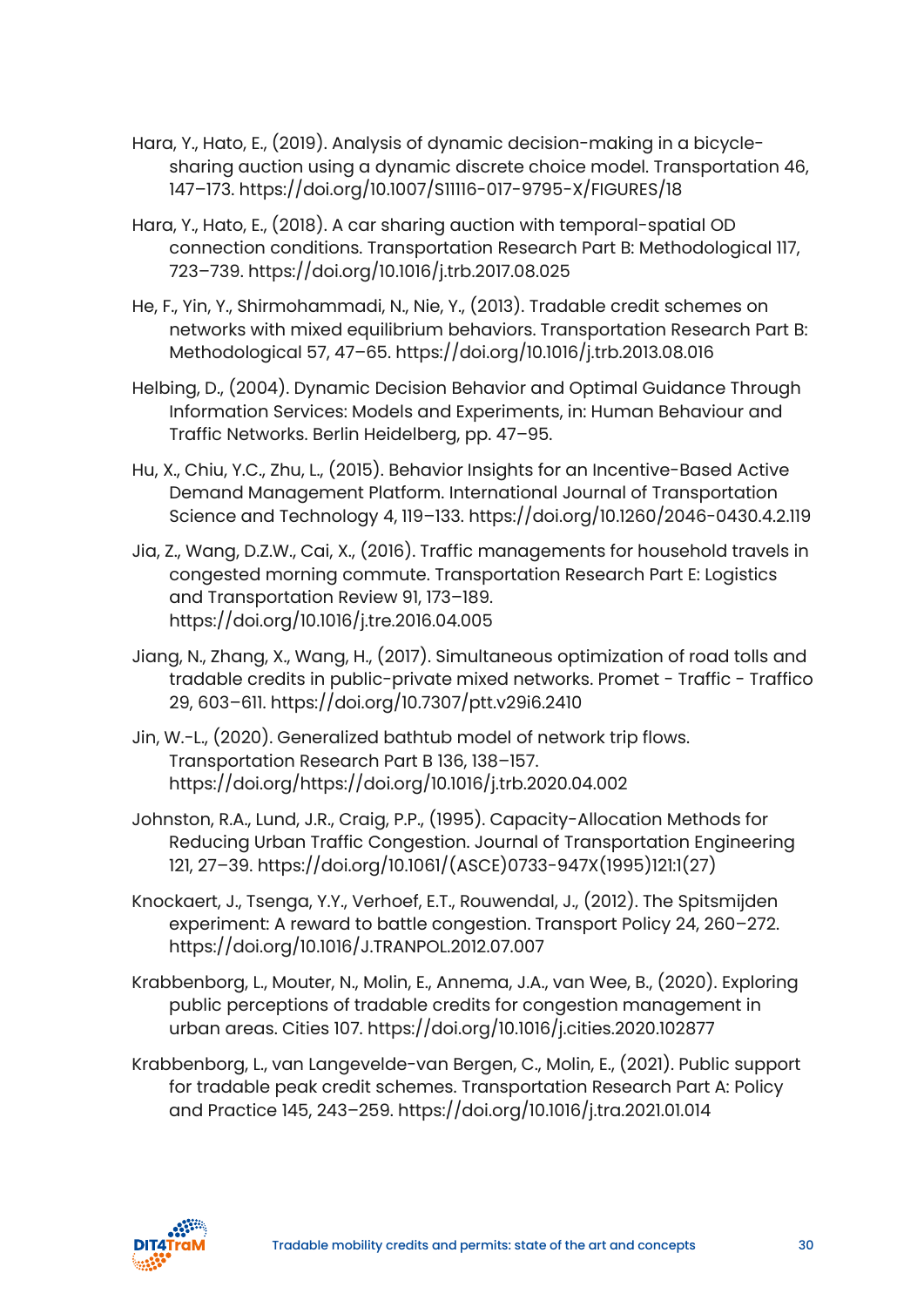Hara, Y., Hato, E., (2019). Analysis of dynamic decision-making in a bicycle-sharing auction using a dynamic discrete choice model. Transportation 46, 147–173. https://doi.org/10.1007/S11116-017-9795-X/FIGURES/18

Hara, Y., Hato, E., (2018). A car sharing auction with temporal-spatial OD connection conditions. Transportation Research Part B: Methodological 117, 723–739. https://doi.org/10.1016/j.trb.2017.08.025

He, F., Yin, Y., Shirmohammadi, N., Nie, Y., (2013). Tradable credit schemes on networks with mixed equilibrium behaviors. Transportation Research Part B: Methodological 57, 47–65. https://doi.org/10.1016/j.trb.2013.08.016

Helbing, D., (2004). Dynamic Decision Behavior and Optimal Guidance Through Information Services: Models and Experiments, in: Human Behaviour and Traffic Networks. Berlin Heidelberg, pp. 47–95.

Hu, X., Chiu, Y.C., Zhu, L., (2015). Behavior Insights for an Incentive-Based Active Demand Management Platform. International Journal of Transportation Science and Technology 4, 119–133. https://doi.org/10.1260/2046-0430.4.2.119

Jia, Z., Wang, D.Z.W., Cai, X., (2016). Traffic managements for household travels in congested morning commute. Transportation Research Part E: Logistics and Transportation Review 91, 173–189. https://doi.org/10.1016/j.tre.2016.04.005

Jiang, N., Zhang, X., Wang, H., (2017). Simultaneous optimization of road tolls and tradable credits in public-private mixed networks. Promet - Traffic - Traffico 29, 603–611. https://doi.org/10.7307/ptt.v29i6.2410

Jin, W.-L., (2020). Generalized bathtub model of network trip flows. Transportation Research Part B 136, 138–157. https://doi.org/https://doi.org/10.1016/j.trb.2020.04.002

Johnston, R.A., Lund, J.R., Craig, P.P., (1995). Capacity-Allocation Methods for Reducing Urban Traffic Congestion. Journal of Transportation Engineering 121, 27–39. https://doi.org/10.1061/(ASCE)0733-947X(1995)121:1(27)

Knockaert, J., Tsenga, Y.Y., Verhoef, E.T., Rouwendal, J., (2012). The Spitsmijden experiment: A reward to battle congestion. Transport Policy 24, 260–272. https://doi.org/10.1016/J.TRANPOL.2012.07.007

Krabbenborg, L., Mouter, N., Molin, E., Annema, J.A., van Wee, B., (2020). Exploring public perceptions of tradable credits for congestion management in urban areas. Cities 107. https://doi.org/10.1016/j.cities.2020.102877

Krabbenborg, L., van Langevelde-van Bergen, C., Molin, E., (2021). Public support for tradable peak credit schemes. Transportation Research Part A: Policy and Practice 145, 243–259. https://doi.org/10.1016/j.tra.2021.01.014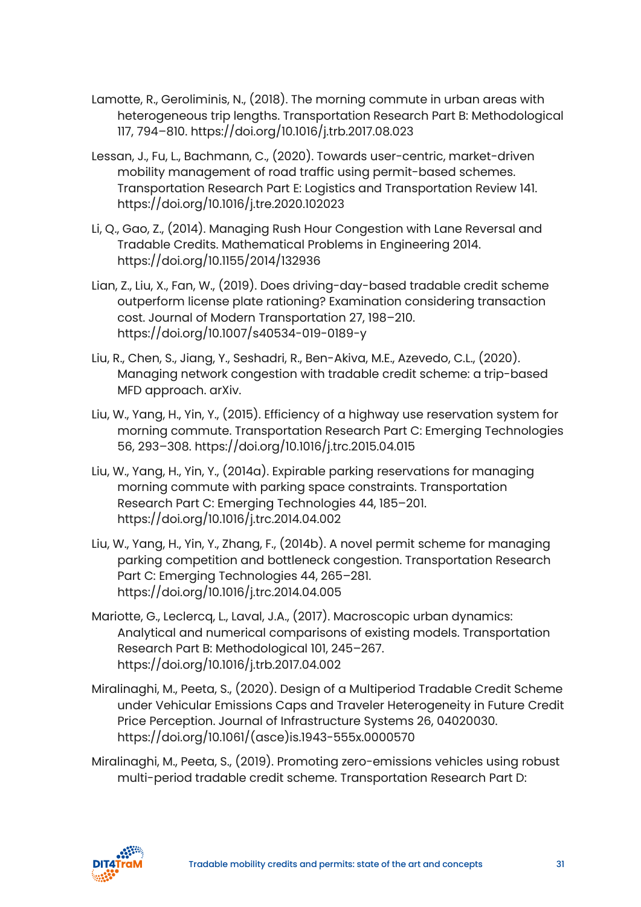Lamotte, R., Geroliminis, N., (2018). The morning commute in urban areas with heterogeneous trip lengths. Transportation Research Part B: Methodological 117, 794–810. https://doi.org/10.1016/j.trb.2017.08.023

Lessan, J., Fu, L., Bachmann, C., (2020). Towards user-centric, market-driven mobility management of road traffic using permit-based schemes. Transportation Research Part E: Logistics and Transportation Review 141. https://doi.org/10.1016/j.tre.2020.102023

Li, Q., Gao, Z., (2014). Managing Rush Hour Congestion with Lane Reversal and Tradable Credits. Mathematical Problems in Engineering 2014. https://doi.org/10.1155/2014/132936

Lian, Z., Liu, X., Fan, W., (2019). Does driving-day-based tradable credit scheme outperform license plate rationing? Examination considering transaction cost. Journal of Modern Transportation 27, 198–210. https://doi.org/10.1007/s40534-019-0189-y

Liu, R., Chen, S., Jiang, Y., Seshadri, R., Ben-Akiva, M.E., Azevedo, C.L., (2020). Managing network congestion with tradable credit scheme: a trip-based MFD approach. arXiv.

Liu, W., Yang, H., Yin, Y., (2015). Efficiency of a highway use reservation system for morning commute. Transportation Research Part C: Emerging Technologies 56, 293–308. https://doi.org/10.1016/j.trc.2015.04.015

Liu, W., Yang, H., Yin, Y., (2014a). Expirable parking reservations for managing morning commute with parking space constraints. Transportation Research Part C: Emerging Technologies 44, 185–201. https://doi.org/10.1016/j.trc.2014.04.002

Liu, W., Yang, H., Yin, Y., Zhang, F., (2014b). A novel permit scheme for managing parking competition and bottleneck congestion. Transportation Research Part C: Emerging Technologies 44, 265–281. https://doi.org/10.1016/j.trc.2014.04.005

Mariotte, G., Leclercq, L., Laval, J.A., (2017). Macroscopic urban dynamics: Analytical and numerical comparisons of existing models. Transportation Research Part B: Methodological 101, 245–267. https://doi.org/10.1016/j.trb.2017.04.002

Miralinaghi, M., Peeta, S., (2020). Design of a Multiperiod Tradable Credit Scheme under Vehicular Emissions Caps and Traveler Heterogeneity in Future Credit Price Perception. Journal of Infrastructure Systems 26, 04020030. https://doi.org/10.1061/(asce)is.1943-555x.0000570

Miralinaghi, M., Peeta, S., (2019). Promoting zero-emissions vehicles using robust multi-period tradable credit scheme. Transportation Research Part D: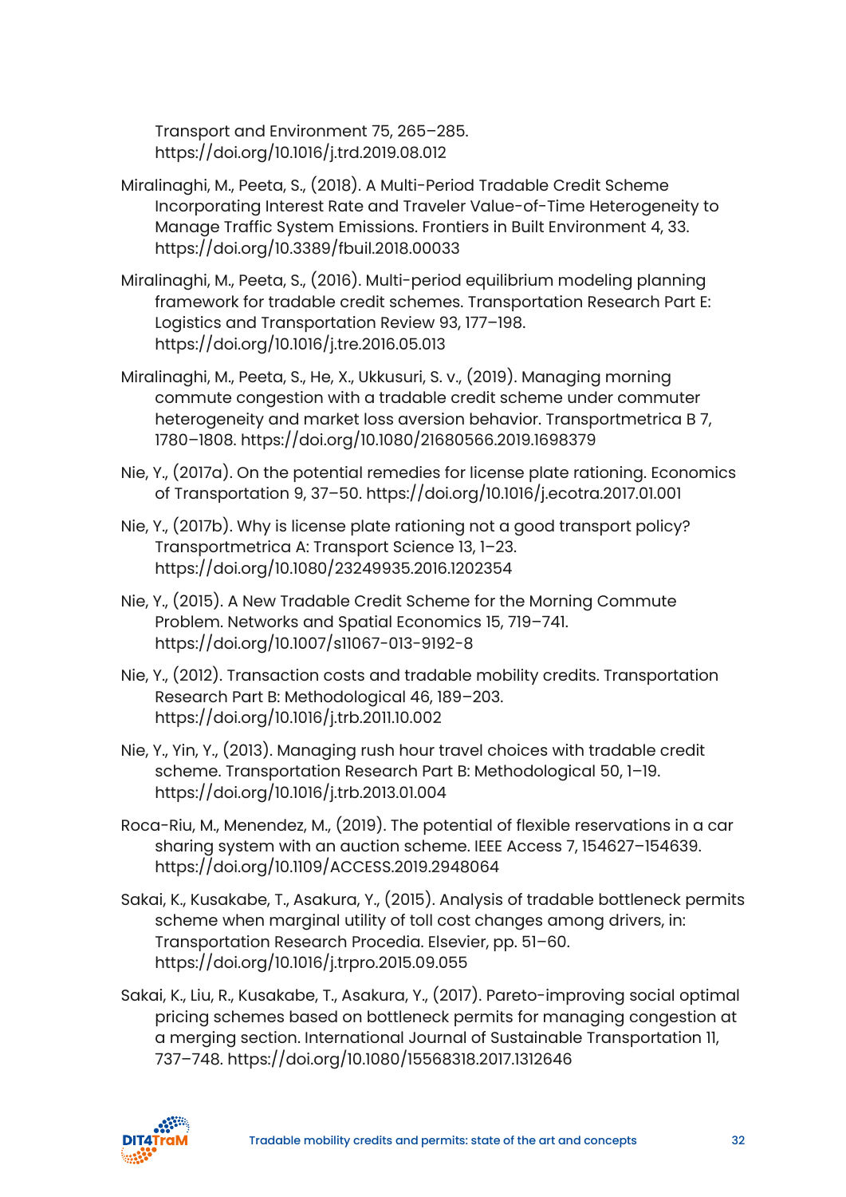Transport and Environment 75, 265–285. https://doi.org/10.1016/j.trd.2019.08.012

Miralinaghi, M., Peeta, S., (2018). A Multi-Period Tradable Credit Scheme Incorporating Interest Rate and Traveler Value-of-Time Heterogeneity to Manage Traffic System Emissions. Frontiers in Built Environment 4, 33. https://doi.org/10.3389/fbuil.2018.00033

Miralinaghi, M., Peeta, S., (2016). Multi-period equilibrium modeling planning framework for tradable credit schemes. Transportation Research Part E: Logistics and Transportation Review 93, 177–198. https://doi.org/10.1016/j.tre.2016.05.013

Miralinaghi, M., Peeta, S., He, X., Ukkusuri, S. v., (2019). Managing morning commute congestion with a tradable credit scheme under commuter heterogeneity and market loss aversion behavior. Transportmetrica B 7, 1780–1808. https://doi.org/10.1080/21680566.2019.1698379

Nie, Y., (2017a). On the potential remedies for license plate rationing. Economics of Transportation 9, 37–50. https://doi.org/10.1016/j.ecotra.2017.01.001

Nie, Y., (2017b). Why is license plate rationing not a good transport policy? Transportmetrica A: Transport Science 13, 1–23. https://doi.org/10.1080/23249935.2016.1202354

Nie, Y., (2015). A New Tradable Credit Scheme for the Morning Commute Problem. Networks and Spatial Economics 15, 719–741. https://doi.org/10.1007/s11067-013-9192-8

Nie, Y., (2012). Transaction costs and tradable mobility credits. Transportation Research Part B: Methodological 46, 189–203. https://doi.org/10.1016/j.trb.2011.10.002

Nie, Y., Yin, Y., (2013). Managing rush hour travel choices with tradable credit scheme. Transportation Research Part B: Methodological 50, 1–19. https://doi.org/10.1016/j.trb.2013.01.004

Roca-Riu, M., Menendez, M., (2019). The potential of flexible reservations in a car sharing system with an auction scheme. IEEE Access 7, 154627–154639. https://doi.org/10.1109/ACCESS.2019.2948064

Sakai, K., Kusakabe, T., Asakura, Y., (2015). Analysis of tradable bottleneck permits scheme when marginal utility of toll cost changes among drivers, in: Transportation Research Procedia. Elsevier, pp. 51–60. https://doi.org/10.1016/j.trpro.2015.09.055

Sakai, K., Liu, R., Kusakabe, T., Asakura, Y., (2017). Pareto-improving social optimal pricing schemes based on bottleneck permits for managing congestion at a merging section. International Journal of Sustainable Transportation 11, 737–748. https://doi.org/10.1080/15568318.2017.1312646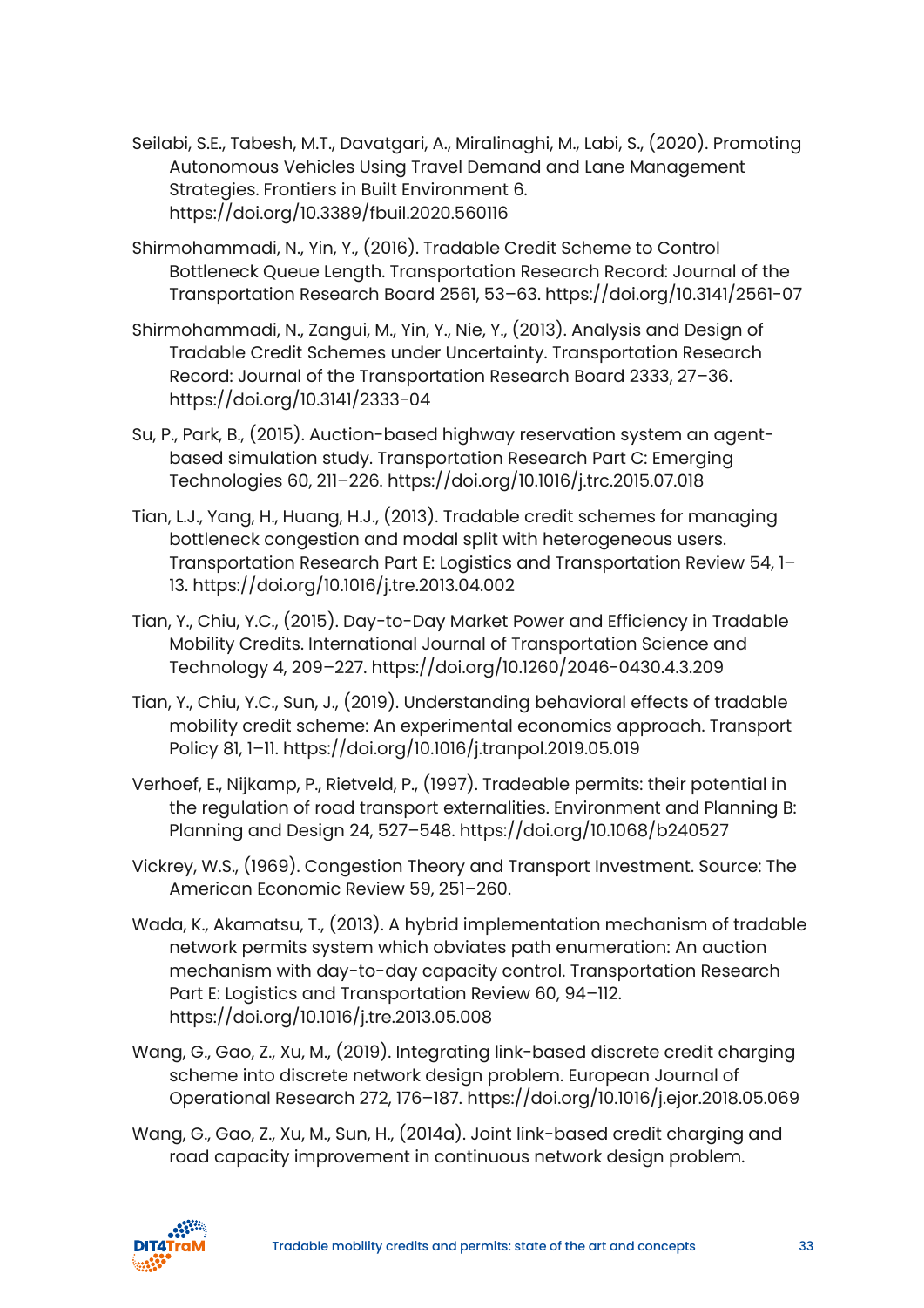Seilabi, S.E., Tabesh, M.T., Davatgari, A., Miralinaghi, M., Labi, S., (2020). Promoting Autonomous Vehicles Using Travel Demand and Lane Management Strategies. Frontiers in Built Environment 6. https://doi.org/10.3389/fbuil.2020.560116

Shirmohammadi, N., Yin, Y., (2016). Tradable Credit Scheme to Control Bottleneck Queue Length. Transportation Research Record: Journal of the Transportation Research Board 2561, 53–63. https://doi.org/10.3141/2561-07

Shirmohammadi, N., Zangui, M., Yin, Y., Nie, Y., (2013). Analysis and Design of Tradable Credit Schemes under Uncertainty. Transportation Research Record: Journal of the Transportation Research Board 2333, 27–36. https://doi.org/10.3141/2333-04

Su, P., Park, B., (2015). Auction-based highway reservation system an agent-based simulation study. Transportation Research Part C: Emerging Technologies 60, 211–226. https://doi.org/10.1016/j.trc.2015.07.018

Tian, L.J., Yang, H., Huang, H.J., (2013). Tradable credit schemes for managing bottleneck congestion and modal split with heterogeneous users. Transportation Research Part E: Logistics and Transportation Review 54, 1–13. https://doi.org/10.1016/j.tre.2013.04.002

Tian, Y., Chiu, Y.C., (2015). Day-to-Day Market Power and Efficiency in Tradable Mobility Credits. International Journal of Transportation Science and Technology 4, 209–227. https://doi.org/10.1260/2046-0430.4.3.209

Tian, Y., Chiu, Y.C., Sun, J., (2019). Understanding behavioral effects of tradable mobility credit scheme: An experimental economics approach. Transport Policy 81, 1–11. https://doi.org/10.1016/j.tranpol.2019.05.019

Verhoef, E., Nijkamp, P., Rietveld, P., (1997). Tradeable permits: their potential in the regulation of road transport externalities. Environment and Planning B: Planning and Design 24, 527–548. https://doi.org/10.1068/b240527

Vickrey, W.S., (1969). Congestion Theory and Transport Investment. Source: The American Economic Review 59, 251–260.

Wada, K., Akamatsu, T., (2013). A hybrid implementation mechanism of tradable network permits system which obviates path enumeration: An auction mechanism with day-to-day capacity control. Transportation Research Part E: Logistics and Transportation Review 60, 94–112. https://doi.org/10.1016/j.tre.2013.05.008

Wang, G., Gao, Z., Xu, M., (2019). Integrating link-based discrete credit charging scheme into discrete network design problem. European Journal of Operational Research 272, 176–187. https://doi.org/10.1016/j.ejor.2018.05.069

Wang, G., Gao, Z., Xu, M., Sun, H., (2014a). Joint link-based credit charging and road capacity improvement in continuous network design problem.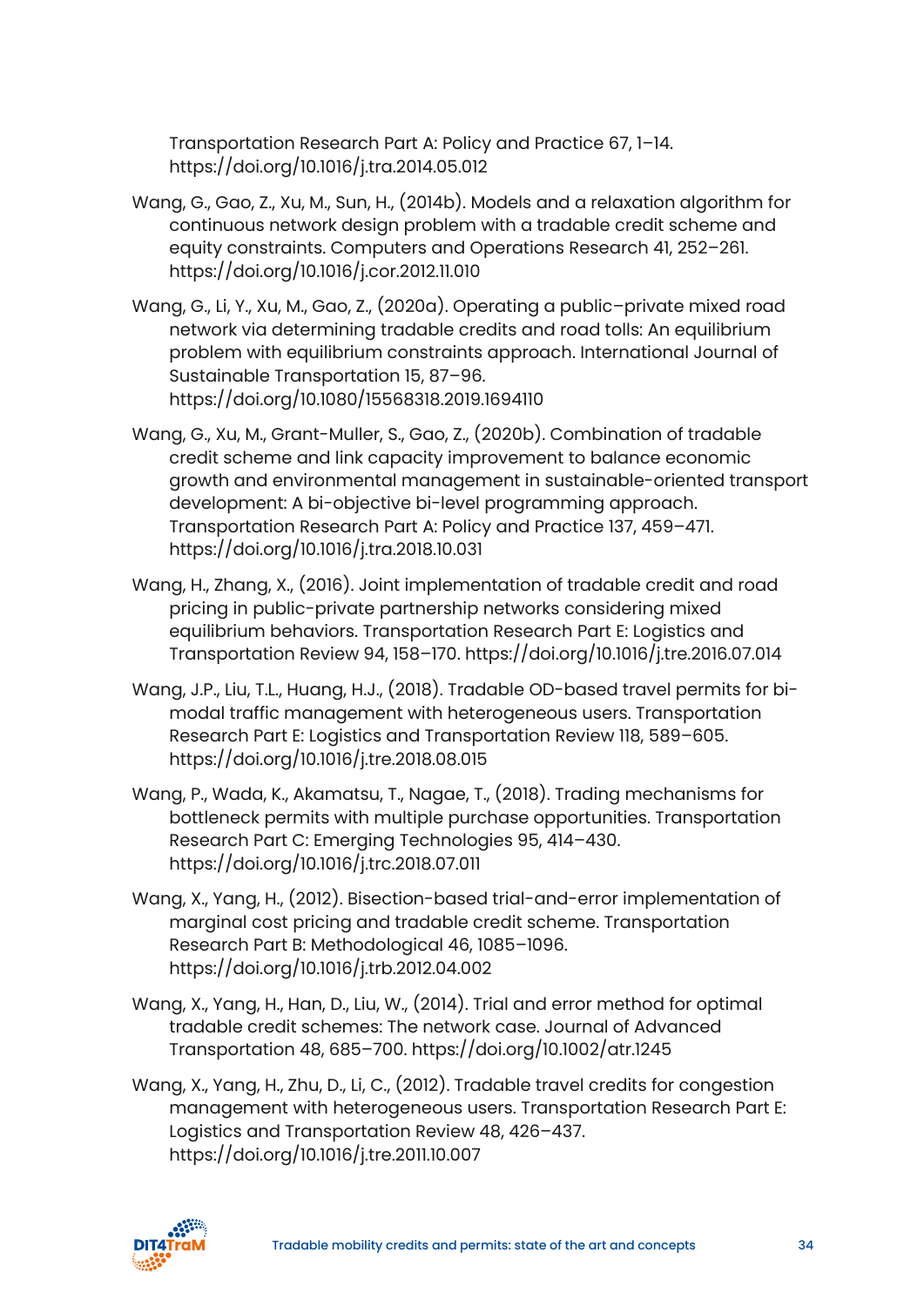Transportation Research Part A: Policy and Practice 67, 1–14. https://doi.org/10.1016/j.tra.2014.05.012

Wang, G., Gao, Z., Xu, M., Sun, H., (2014b). Models and a relaxation algorithm for continuous network design problem with a tradable credit scheme and equity constraints. Computers and Operations Research 41, 252–261. https://doi.org/10.1016/j.cor.2012.11.010

Wang, G., Li, Y., Xu, M., Gao, Z., (2020a). Operating a public–private mixed road network via determining tradable credits and road tolls: An equilibrium problem with equilibrium constraints approach. International Journal of Sustainable Transportation 15, 87–96. https://doi.org/10.1080/15568318.2019.1694110

Wang, G., Xu, M., Grant-Muller, S., Gao, Z., (2020b). Combination of tradable credit scheme and link capacity improvement to balance economic growth and environmental management in sustainable-oriented transport development: A bi-objective bi-level programming approach. Transportation Research Part A: Policy and Practice 137, 459–471. https://doi.org/10.1016/j.tra.2018.10.031

Wang, H., Zhang, X., (2016). Joint implementation of tradable credit and road pricing in public-private partnership networks considering mixed equilibrium behaviors. Transportation Research Part E: Logistics and Transportation Review 94, 158–170. https://doi.org/10.1016/j.tre.2016.07.014

Wang, J.P., Liu, T.L., Huang, H.J., (2018). Tradable OD-based travel permits for bi-modal traffic management with heterogeneous users. Transportation Research Part E: Logistics and Transportation Review 118, 589–605. https://doi.org/10.1016/j.tre.2018.08.015

Wang, P., Wada, K., Akamatsu, T., Nagae, T., (2018). Trading mechanisms for bottleneck permits with multiple purchase opportunities. Transportation Research Part C: Emerging Technologies 95, 414–430. https://doi.org/10.1016/j.trc.2018.07.011

Wang, X., Yang, H., (2012). Bisection-based trial-and-error implementation of marginal cost pricing and tradable credit scheme. Transportation Research Part B: Methodological 46, 1085–1096. https://doi.org/10.1016/j.trb.2012.04.002

Wang, X., Yang, H., Han, D., Liu, W., (2014). Trial and error method for optimal tradable credit schemes: The network case. Journal of Advanced Transportation 48, 685–700. https://doi.org/10.1002/atr.1245

Wang, X., Yang, H., Zhu, D., Li, C., (2012). Tradable travel credits for congestion management with heterogeneous users. Transportation Research Part E: Logistics and Transportation Review 48, 426–437. https://doi.org/10.1016/j.tre.2011.10.007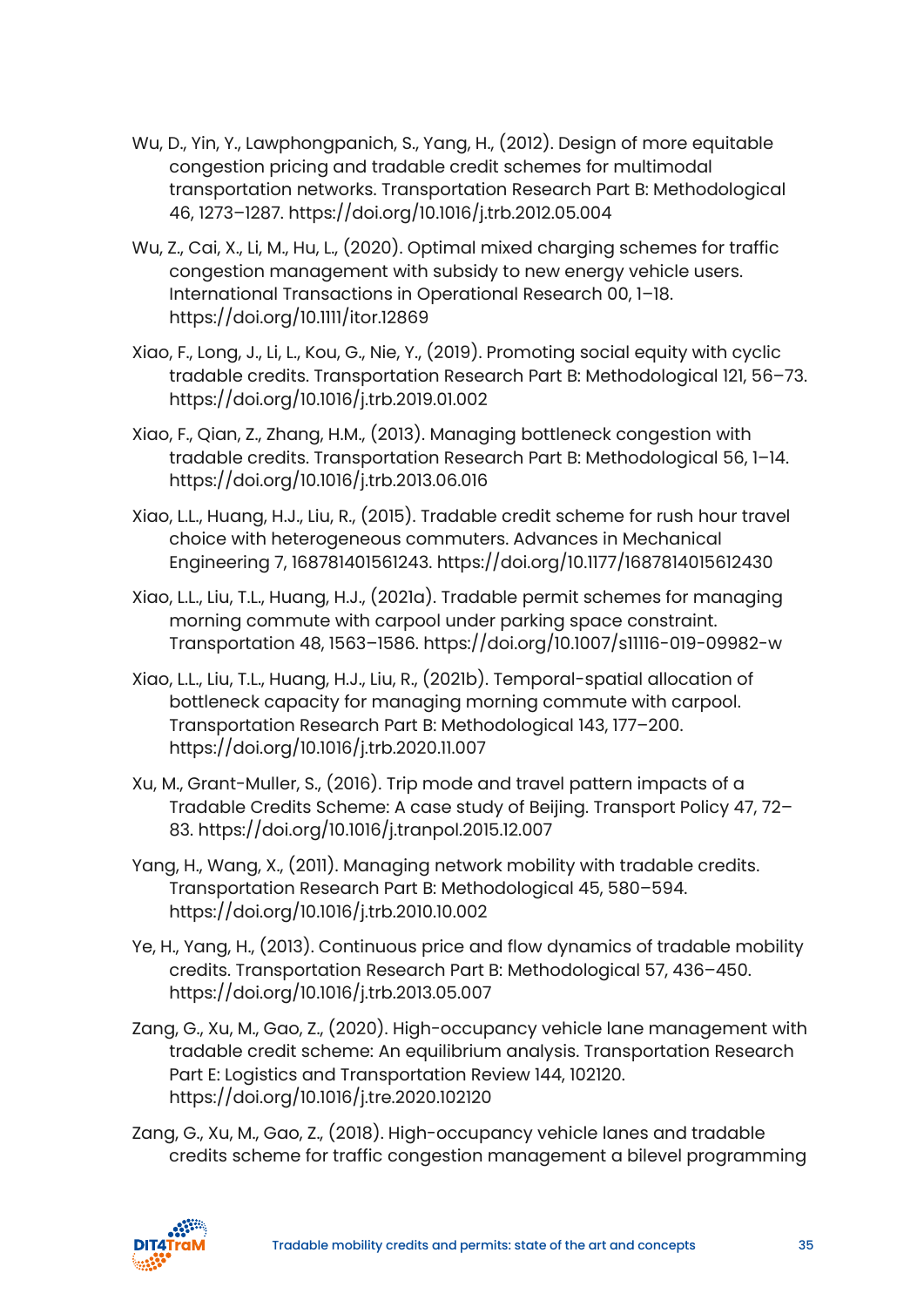Wu, D., Yin, Y., Lawphongpanich, S., Yang, H., (2012). Design of more equitable congestion pricing and tradable credit schemes for multimodal transportation networks. Transportation Research Part B: Methodological 46, 1273–1287. https://doi.org/10.1016/j.trb.2012.05.004

Wu, Z., Cai, X., Li, M., Hu, L., (2020). Optimal mixed charging schemes for traffic congestion management with subsidy to new energy vehicle users. International Transactions in Operational Research 00, 1–18. https://doi.org/10.1111/itor.12869

Xiao, F., Long, J., Li, L., Kou, G., Nie, Y., (2019). Promoting social equity with cyclic tradable credits. Transportation Research Part B: Methodological 121, 56–73. https://doi.org/10.1016/j.trb.2019.01.002

Xiao, F., Qian, Z., Zhang, H.M., (2013). Managing bottleneck congestion with tradable credits. Transportation Research Part B: Methodological 56, 1–14. https://doi.org/10.1016/j.trb.2013.06.016

Xiao, L.L., Huang, H.J., Liu, R., (2015). Tradable credit scheme for rush hour travel choice with heterogeneous commuters. Advances in Mechanical Engineering 7, 168781401561243. https://doi.org/10.1177/1687814015612430

Xiao, L.L., Liu, T.L., Huang, H.J., (2021a). Tradable permit schemes for managing morning commute with carpool under parking space constraint. Transportation 48, 1563–1586. https://doi.org/10.1007/s11116-019-09982-w

Xiao, L.L., Liu, T.L., Huang, H.J., Liu, R., (2021b). Temporal-spatial allocation of bottleneck capacity for managing morning commute with carpool. Transportation Research Part B: Methodological 143, 177–200. https://doi.org/10.1016/j.trb.2020.11.007

Xu, M., Grant-Muller, S., (2016). Trip mode and travel pattern impacts of a Tradable Credits Scheme: A case study of Beijing. Transport Policy 47, 72–83. https://doi.org/10.1016/j.tranpol.2015.12.007

Yang, H., Wang, X., (2011). Managing network mobility with tradable credits. Transportation Research Part B: Methodological 45, 580–594. https://doi.org/10.1016/j.trb.2010.10.002

Ye, H., Yang, H., (2013). Continuous price and flow dynamics of tradable mobility credits. Transportation Research Part B: Methodological 57, 436–450. https://doi.org/10.1016/j.trb.2013.05.007

Zang, G., Xu, M., Gao, Z., (2020). High-occupancy vehicle lane management with tradable credit scheme: An equilibrium analysis. Transportation Research Part E: Logistics and Transportation Review 144, 102120. https://doi.org/10.1016/j.tre.2020.102120

Zang, G., Xu, M., Gao, Z., (2018). High-occupancy vehicle lanes and tradable credits scheme for traffic congestion management a bilevel programming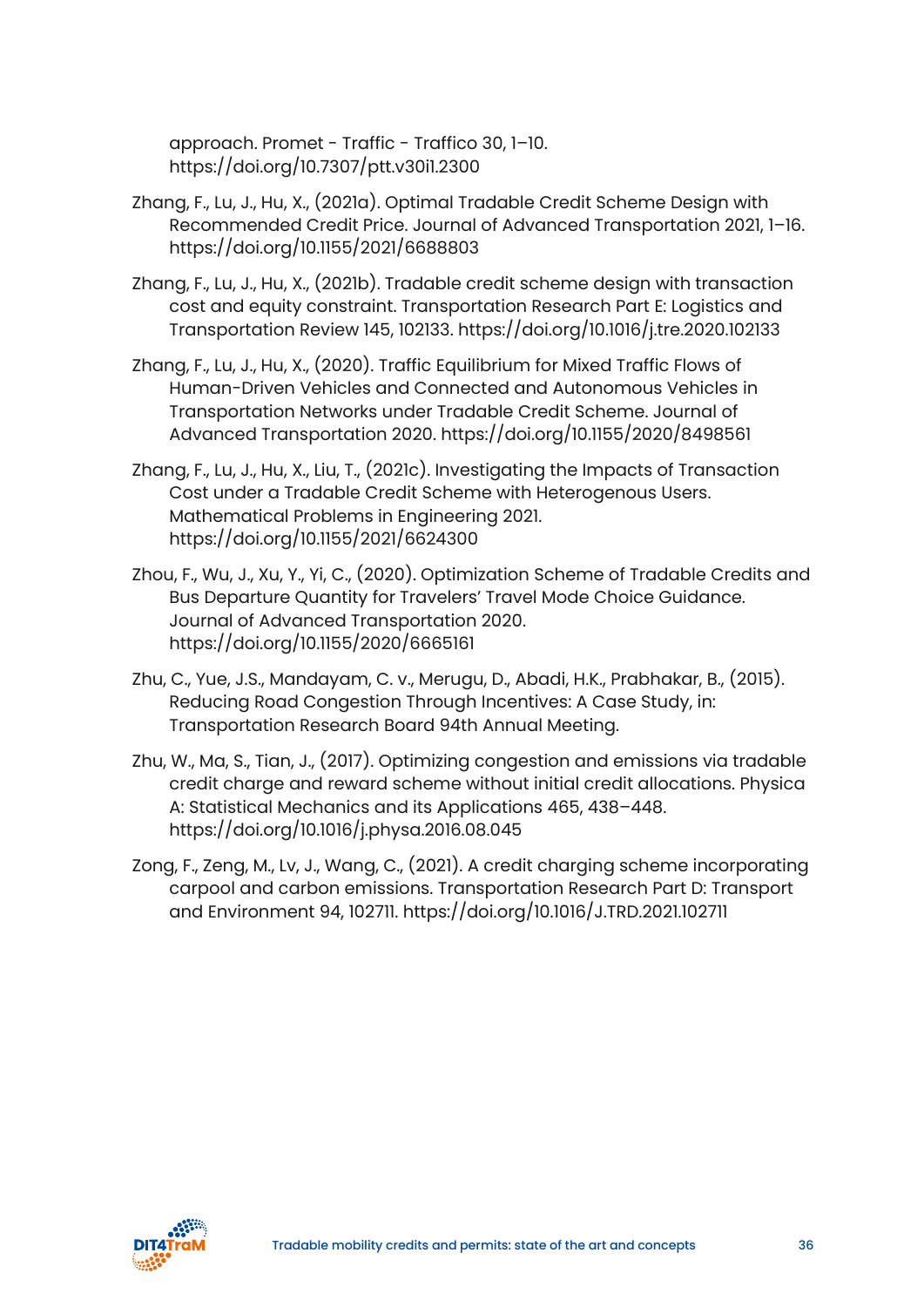approach. Promet - Traffic - Traffico 30, 1–10. https://doi.org/10.7307/ptt.v30i1.2300

Zhang, F., Lu, J., Hu, X., (2021a). Optimal Tradable Credit Scheme Design with Recommended Credit Price. Journal of Advanced Transportation 2021, 1–16. https://doi.org/10.1155/2021/6688803

Zhang, F., Lu, J., Hu, X., (2021b). Tradable credit scheme design with transaction cost and equity constraint. Transportation Research Part E: Logistics and Transportation Review 145, 102133. https://doi.org/10.1016/j.tre.2020.102133

Zhang, F., Lu, J., Hu, X., (2020). Traffic Equilibrium for Mixed Traffic Flows of Human-Driven Vehicles and Connected and Autonomous Vehicles in Transportation Networks under Tradable Credit Scheme. Journal of Advanced Transportation 2020. https://doi.org/10.1155/2020/8498561

Zhang, F., Lu, J., Hu, X., Liu, T., (2021c). Investigating the Impacts of Transaction Cost under a Tradable Credit Scheme with Heterogenous Users. Mathematical Problems in Engineering 2021. https://doi.org/10.1155/2021/6624300

Zhou, F., Wu, J., Xu, Y., Yi, C., (2020). Optimization Scheme of Tradable Credits and Bus Departure Quantity for Travelers' Travel Mode Choice Guidance. Journal of Advanced Transportation 2020. https://doi.org/10.1155/2020/6665161

Zhu, C., Yue, J.S., Mandayam, C. v., Merugu, D., Abadi, H.K., Prabhakar, B., (2015). Reducing Road Congestion Through Incentives: A Case Study, in: Transportation Research Board 94th Annual Meeting.

Zhu, W., Ma, S., Tian, J., (2017). Optimizing congestion and emissions via tradable credit charge and reward scheme without initial credit allocations. Physica A: Statistical Mechanics and its Applications 465, 438–448. https://doi.org/10.1016/j.physa.2016.08.045

Zong, F., Zeng, M., Lv, J., Wang, C., (2021). A credit charging scheme incorporating carpool and carbon emissions. Transportation Research Part D: Transport and Environment 94, 102711. https://doi.org/10.1016/J.TRD.2021.102711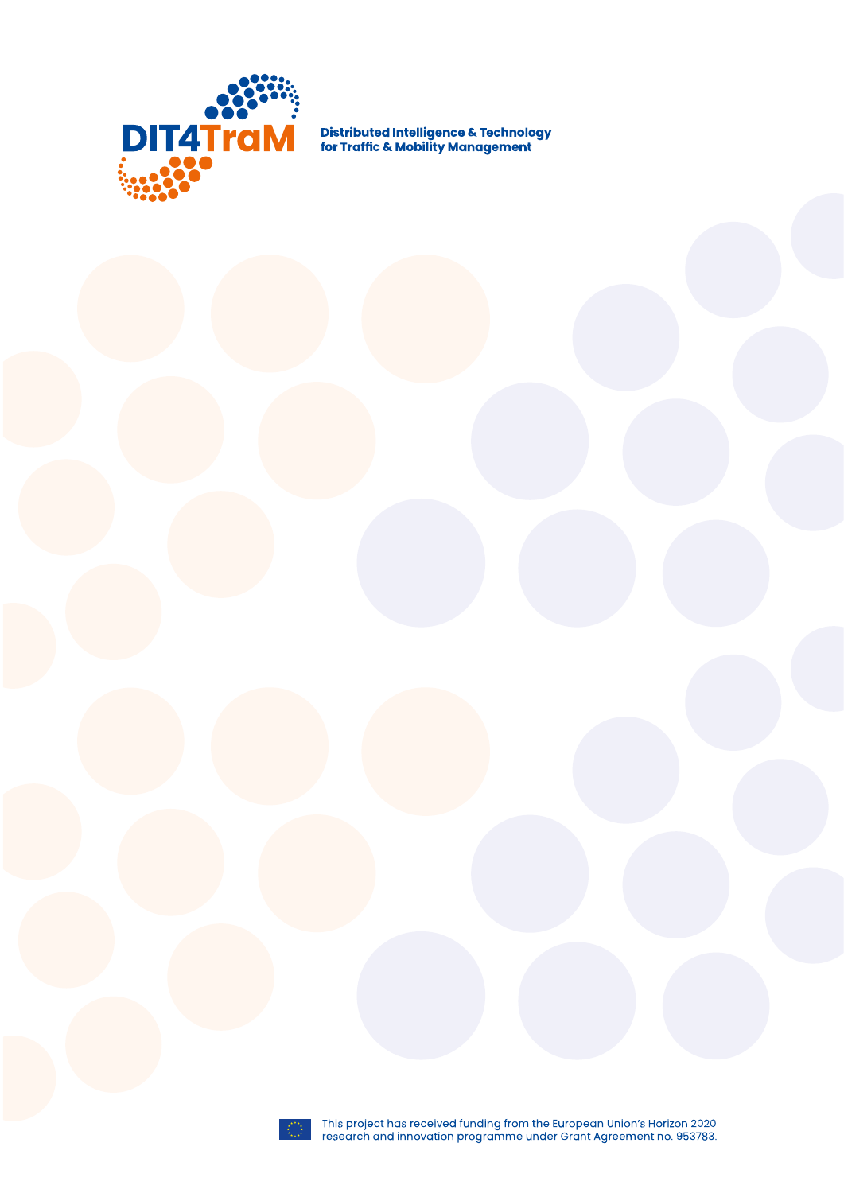DIT4TraM

Distributed Intelligence & Technology for Traffic & Mobility Management

This project has received funding from the European Union's Horizon 2020 research and innovation programme under Grant Agreement no. 953783.